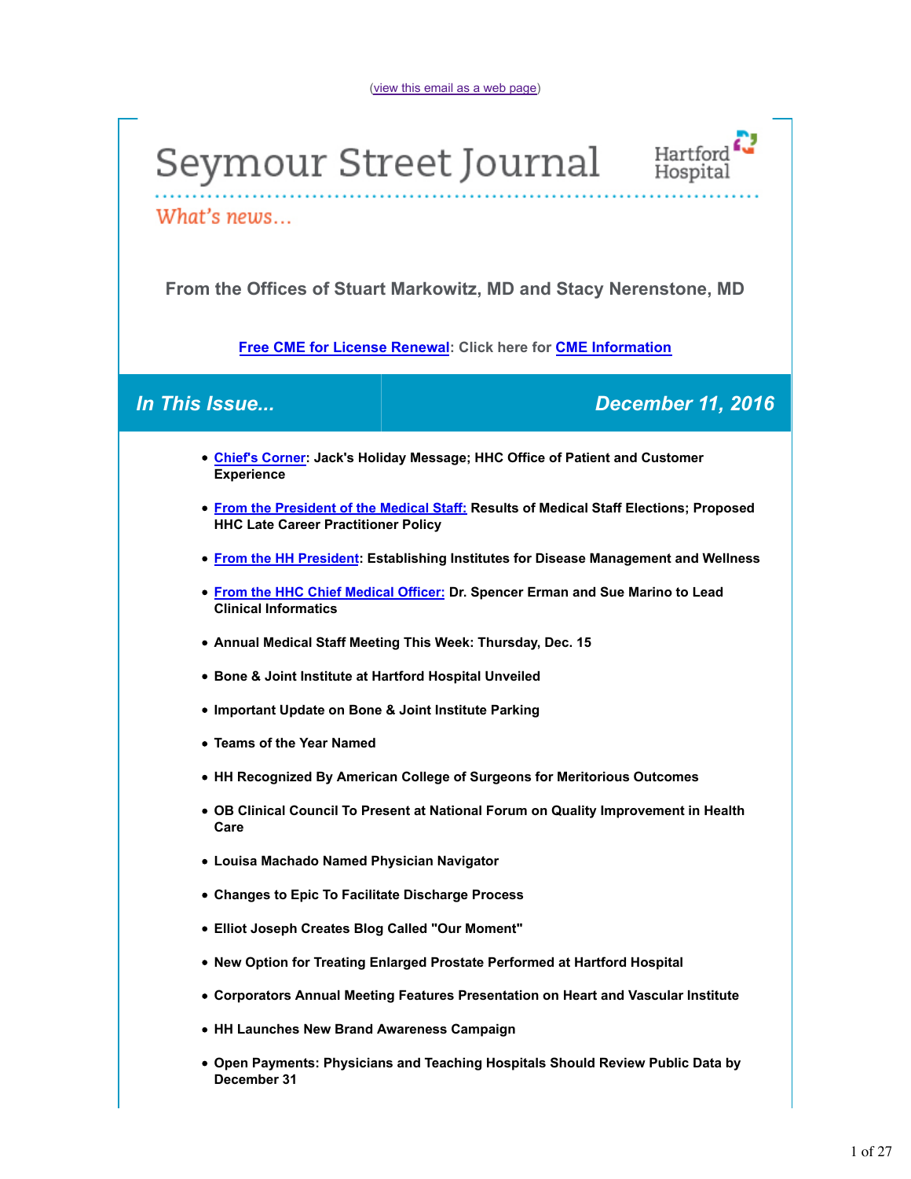(view this email as a web page)

# Seymour Street Journal

Hartford Hospital

*What's news...*

### From the Offices of Stuart Markowitz, MD and Stacy Nerenstone, MD

**Free CME for License Renewal: Click here for CME Information**

## *In This Issue...* | *December 11, 2016*

- **Chief's Corner: Jack's Holiday Message; HHC Office of Patient and Customer Experience**
- **From the President of the Medical Staff: Results of Medical Staff Elections; Proposed HHC Late Career Practitioner Policy**
- **From the HH President: Establishing Institutes for Disease Management and Wellness**
- **From the HHC Chief Medical Officer: Dr. Spencer Erman and Sue Marino to Lead Clinical Informatics**
- **Annual Medical Staff Meeting This Week: Thursday, Dec. 15**
- **Bone & Joint Institute at Hartford Hospital Unveiled**
- **Important Update on Bone & Joint Institute Parking**
- **Teams of the Year Named**
- **HH Recognized By American College of Surgeons for Meritorious Outcomes**
- **OB Clinical Council To Present at National Forum on Quality Improvement in Health Care**
- **Louisa Machado Named Physician Navigator**
- **Changes to Epic To Facilitate Discharge Process**
- **Elliot Joseph Creates Blog Called "Our Moment"**
- **New Option for Treating Enlarged Prostate Performed at Hartford Hospital**
- **Corporators Annual Meeting Features Presentation on Heart and Vascular Institute**
- **HH Launches New Brand Awareness Campaign**
- **Open Payments: Physicians and Teaching Hospitals Should Review Public Data by December 31**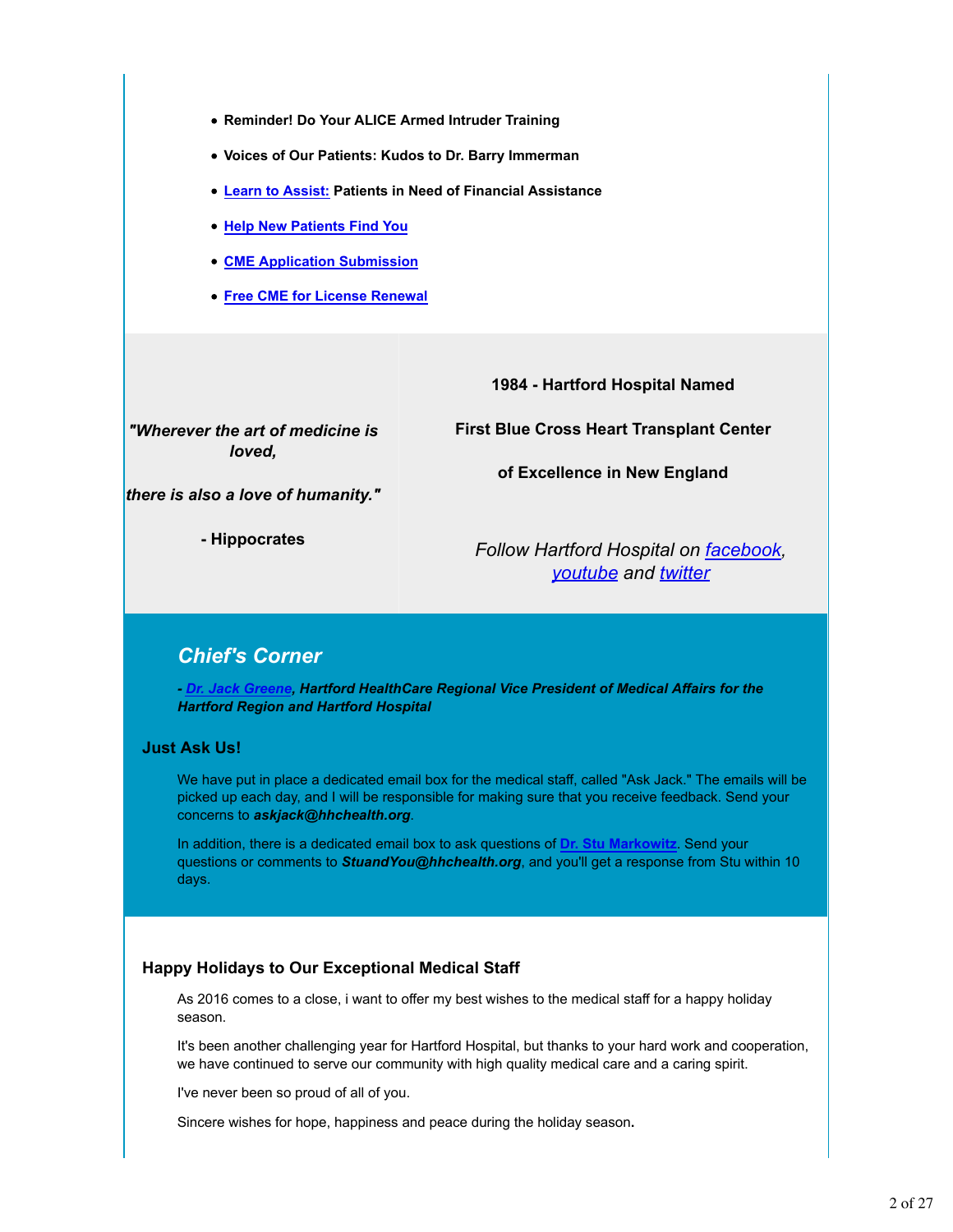- **Reminder! Do Your ALICE Armed Intruder Training**
- **Voices of Our Patients: Kudos to Dr. Barry Immerman**
- **Learn to Assist: Patients in Need of Financial Assistance**
- **Help New Patients Find You**
- **CME Application Submission**
- **Free CME for License Renewal**

***"Wherever the art of medicine is loved,***

***there is also a love of humanity."***

**- Hippocrates**

**1984 - Hartford Hospital Named**

**First Blue Cross Heart Transplant Center**

**of Excellence in New England**

*Follow Hartford Hospital on facebook, youtube and twitter*

## *Chief's Corner*

***- Dr. Jack Greene, Hartford HealthCare Regional Vice President of Medical Affairs for the Hartford Region and Hartford Hospital***

### Just Ask Us!

We have put in place a dedicated email box for the medical staff, called "Ask Jack." The emails will be picked up each day, and I will be responsible for making sure that you receive feedback. Send your concerns to ***askjack@hhchealth.org***.

In addition, there is a dedicated email box to ask questions of **Dr. Stu Markowitz**. Send your questions or comments to ***StuandYou@hhchealth.org***, and you'll get a response from Stu within 10 days.

### Happy Holidays to Our Exceptional Medical Staff

As 2016 comes to a close, i want to offer my best wishes to the medical staff for a happy holiday season.

It's been another challenging year for Hartford Hospital, but thanks to your hard work and cooperation, we have continued to serve our community with high quality medical care and a caring spirit.

I've never been so proud of all of you.

Sincere wishes for hope, happiness and peace during the holiday season**.**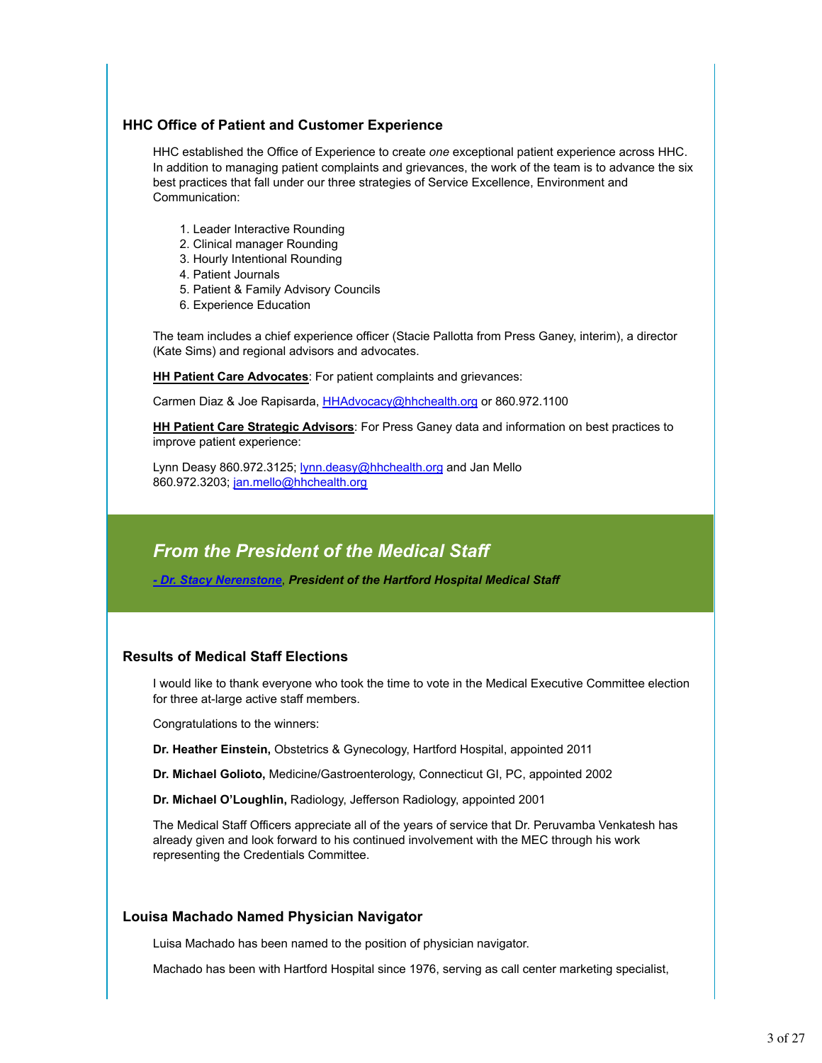### HHC Office of Patient and Customer Experience

HHC established the Office of Experience to create *one* exceptional patient experience across HHC. In addition to managing patient complaints and grievances, the work of the team is to advance the six best practices that fall under our three strategies of Service Excellence, Environment and Communication:

1. Leader Interactive Rounding
2. Clinical manager Rounding
3. Hourly Intentional Rounding
4. Patient Journals
5. Patient & Family Advisory Councils
6. Experience Education

The team includes a chief experience officer (Stacie Pallotta from Press Ganey, interim), a director (Kate Sims) and regional advisors and advocates.

**HH Patient Care Advocates**: For patient complaints and grievances:

Carmen Diaz & Joe Rapisarda, HHAdvocacy@hhchealth.org or 860.972.1100

**HH Patient Care Strategic Advisors**: For Press Ganey data and information on best practices to improve patient experience:

Lynn Deasy 860.972.3125; lynn.deasy@hhchealth.org and Jan Mello 860.972.3203; jan.mello@hhchealth.org

## *From the President of the Medical Staff*

***- Dr. Stacy Nerenstone, President of the Hartford Hospital Medical Staff***

### Results of Medical Staff Elections

I would like to thank everyone who took the time to vote in the Medical Executive Committee election for three at-large active staff members.

Congratulations to the winners:

**Dr. Heather Einstein,** Obstetrics & Gynecology, Hartford Hospital, appointed 2011

**Dr. Michael Golioto,** Medicine/Gastroenterology, Connecticut GI, PC, appointed 2002

**Dr. Michael O'Loughlin,** Radiology, Jefferson Radiology, appointed 2001

The Medical Staff Officers appreciate all of the years of service that Dr. Peruvamba Venkatesh has already given and look forward to his continued involvement with the MEC through his work representing the Credentials Committee.

### Louisa Machado Named Physician Navigator

Luisa Machado has been named to the position of physician navigator.

Machado has been with Hartford Hospital since 1976, serving as call center marketing specialist,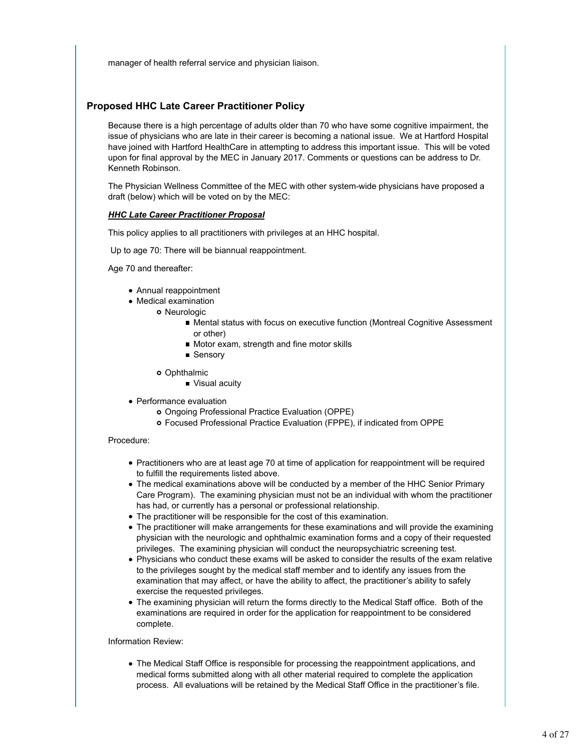manager of health referral service and physician liaison.

## Proposed HHC Late Career Practitioner Policy

Because there is a high percentage of adults older than 70 who have some cognitive impairment, the issue of physicians who are late in their career is becoming a national issue. We at Hartford Hospital have joined with Hartford HealthCare in attempting to address this important issue. This will be voted upon for final approval by the MEC in January 2017. Comments or questions can be address to Dr. Kenneth Robinson.

The Physician Wellness Committee of the MEC with other system-wide physicians have proposed a draft (below) which will be voted on by the MEC:

***HHC Late Career Practitioner Proposal***

This policy applies to all practitioners with privileges at an HHC hospital.

Up to age 70: There will be biannual reappointment.

Age 70 and thereafter:

- Annual reappointment
- Medical examination
  - Neurologic
    - Mental status with focus on executive function (Montreal Cognitive Assessment or other)
    - Motor exam, strength and fine motor skills
    - Sensory
  - Ophthalmic
    - Visual acuity
- Performance evaluation
  - Ongoing Professional Practice Evaluation (OPPE)
  - Focused Professional Practice Evaluation (FPPE), if indicated from OPPE

Procedure:

- Practitioners who are at least age 70 at time of application for reappointment will be required to fulfill the requirements listed above.
- The medical examinations above will be conducted by a member of the HHC Senior Primary Care Program). The examining physician must not be an individual with whom the practitioner has had, or currently has a personal or professional relationship.
- The practitioner will be responsible for the cost of this examination.
- The practitioner will make arrangements for these examinations and will provide the examining physician with the neurologic and ophthalmic examination forms and a copy of their requested privileges. The examining physician will conduct the neuropsychiatric screening test.
- Physicians who conduct these exams will be asked to consider the results of the exam relative to the privileges sought by the medical staff member and to identify any issues from the examination that may affect, or have the ability to affect, the practitioner's ability to safely exercise the requested privileges.
- The examining physician will return the forms directly to the Medical Staff office. Both of the examinations are required in order for the application for reappointment to be considered complete.

Information Review:

- The Medical Staff Office is responsible for processing the reappointment applications, and medical forms submitted along with all other material required to complete the application process. All evaluations will be retained by the Medical Staff Office in the practitioner's file.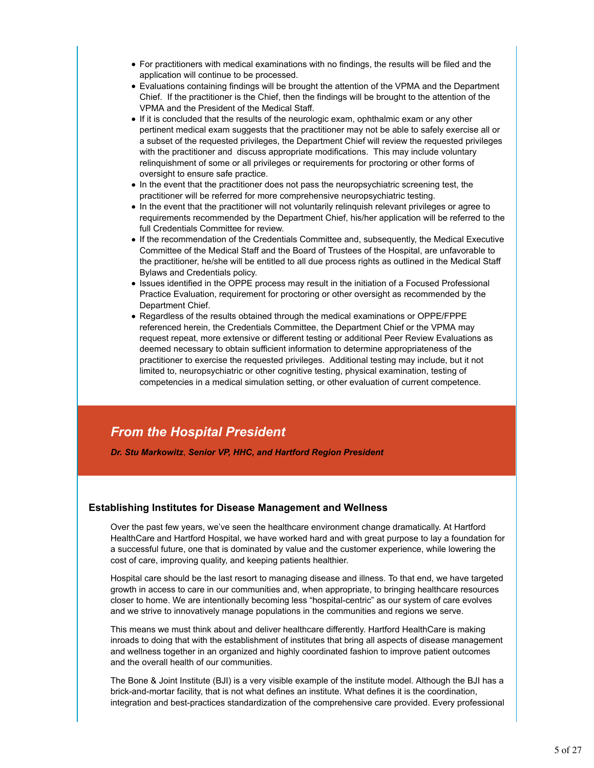- For practitioners with medical examinations with no findings, the results will be filed and the application will continue to be processed.
- Evaluations containing findings will be brought the attention of the VPMA and the Department Chief.  If the practitioner is the Chief, then the findings will be brought to the attention of the VPMA and the President of the Medical Staff.
- If it is concluded that the results of the neurologic exam, ophthalmic exam or any other pertinent medical exam suggests that the practitioner may not be able to safely exercise all or a subset of the requested privileges, the Department Chief will review the requested privileges with the practitioner and  discuss appropriate modifications.  This may include voluntary relinquishment of some or all privileges or requirements for proctoring or other forms of oversight to ensure safe practice.
- In the event that the practitioner does not pass the neuropsychiatric screening test, the practitioner will be referred for more comprehensive neuropsychiatric testing.
- In the event that the practitioner will not voluntarily relinquish relevant privileges or agree to requirements recommended by the Department Chief, his/her application will be referred to the full Credentials Committee for review.
- If the recommendation of the Credentials Committee and, subsequently, the Medical Executive Committee of the Medical Staff and the Board of Trustees of the Hospital, are unfavorable to the practitioner, he/she will be entitled to all due process rights as outlined in the Medical Staff Bylaws and Credentials policy.
- Issues identified in the OPPE process may result in the initiation of a Focused Professional Practice Evaluation, requirement for proctoring or other oversight as recommended by the Department Chief.
- Regardless of the results obtained through the medical examinations or OPPE/FPPE referenced herein, the Credentials Committee, the Department Chief or the VPMA may request repeat, more extensive or different testing or additional Peer Review Evaluations as deemed necessary to obtain sufficient information to determine appropriateness of the practitioner to exercise the requested privileges.  Additional testing may include, but it not limited to, neuropsychiatric or other cognitive testing, physical examination, testing of competencies in a medical simulation setting, or other evaluation of current competence.

## *From the Hospital President*

***Dr. Stu Markowitz*, *Senior VP, HHC, and Hartford Region President***

### Establishing Institutes for Disease Management and Wellness

Over the past few years, we've seen the healthcare environment change dramatically. At Hartford HealthCare and Hartford Hospital, we have worked hard and with great purpose to lay a foundation for a successful future, one that is dominated by value and the customer experience, while lowering the cost of care, improving quality, and keeping patients healthier.

Hospital care should be the last resort to managing disease and illness. To that end, we have targeted growth in access to care in our communities and, when appropriate, to bringing healthcare resources closer to home. We are intentionally becoming less "hospital-centric" as our system of care evolves and we strive to innovatively manage populations in the communities and regions we serve.

This means we must think about and deliver healthcare differently. Hartford HealthCare is making inroads to doing that with the establishment of institutes that bring all aspects of disease management and wellness together in an organized and highly coordinated fashion to improve patient outcomes and the overall health of our communities.

The Bone & Joint Institute (BJI) is a very visible example of the institute model. Although the BJI has a brick-and-mortar facility, that is not what defines an institute. What defines it is the coordination, integration and best-practices standardization of the comprehensive care provided. Every professional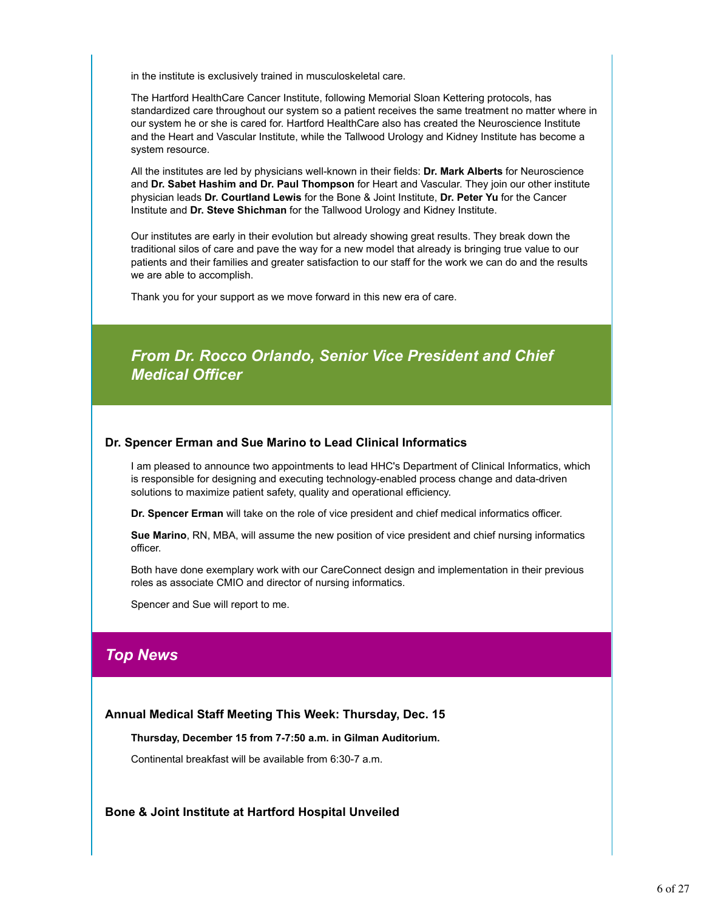in the institute is exclusively trained in musculoskeletal care.

The Hartford HealthCare Cancer Institute, following Memorial Sloan Kettering protocols, has standardized care throughout our system so a patient receives the same treatment no matter where in our system he or she is cared for. Hartford HealthCare also has created the Neuroscience Institute and the Heart and Vascular Institute, while the Tallwood Urology and Kidney Institute has become a system resource.

All the institutes are led by physicians well-known in their fields: **Dr. Mark Alberts** for Neuroscience and **Dr. Sabet Hashim and Dr. Paul Thompson** for Heart and Vascular. They join our other institute physician leads **Dr. Courtland Lewis** for the Bone & Joint Institute, **Dr. Peter Yu** for the Cancer Institute and **Dr. Steve Shichman** for the Tallwood Urology and Kidney Institute.

Our institutes are early in their evolution but already showing great results. They break down the traditional silos of care and pave the way for a new model that already is bringing true value to our patients and their families and greater satisfaction to our staff for the work we can do and the results we are able to accomplish.

Thank you for your support as we move forward in this new era of care.

## *From Dr. Rocco Orlando, Senior Vice President and Chief Medical Officer*

### Dr. Spencer Erman and Sue Marino to Lead Clinical Informatics

I am pleased to announce two appointments to lead HHC's Department of Clinical Informatics, which is responsible for designing and executing technology-enabled process change and data-driven solutions to maximize patient safety, quality and operational efficiency.

**Dr. Spencer Erman** will take on the role of vice president and chief medical informatics officer.

**Sue Marino**, RN, MBA, will assume the new position of vice president and chief nursing informatics officer.

Both have done exemplary work with our CareConnect design and implementation in their previous roles as associate CMIO and director of nursing informatics.

Spencer and Sue will report to me.

## *Top News*

### Annual Medical Staff Meeting This Week: Thursday, Dec. 15

**Thursday, December 15 from 7-7:50 a.m. in Gilman Auditorium.**

Continental breakfast will be available from 6:30-7 a.m.

### Bone & Joint Institute at Hartford Hospital Unveiled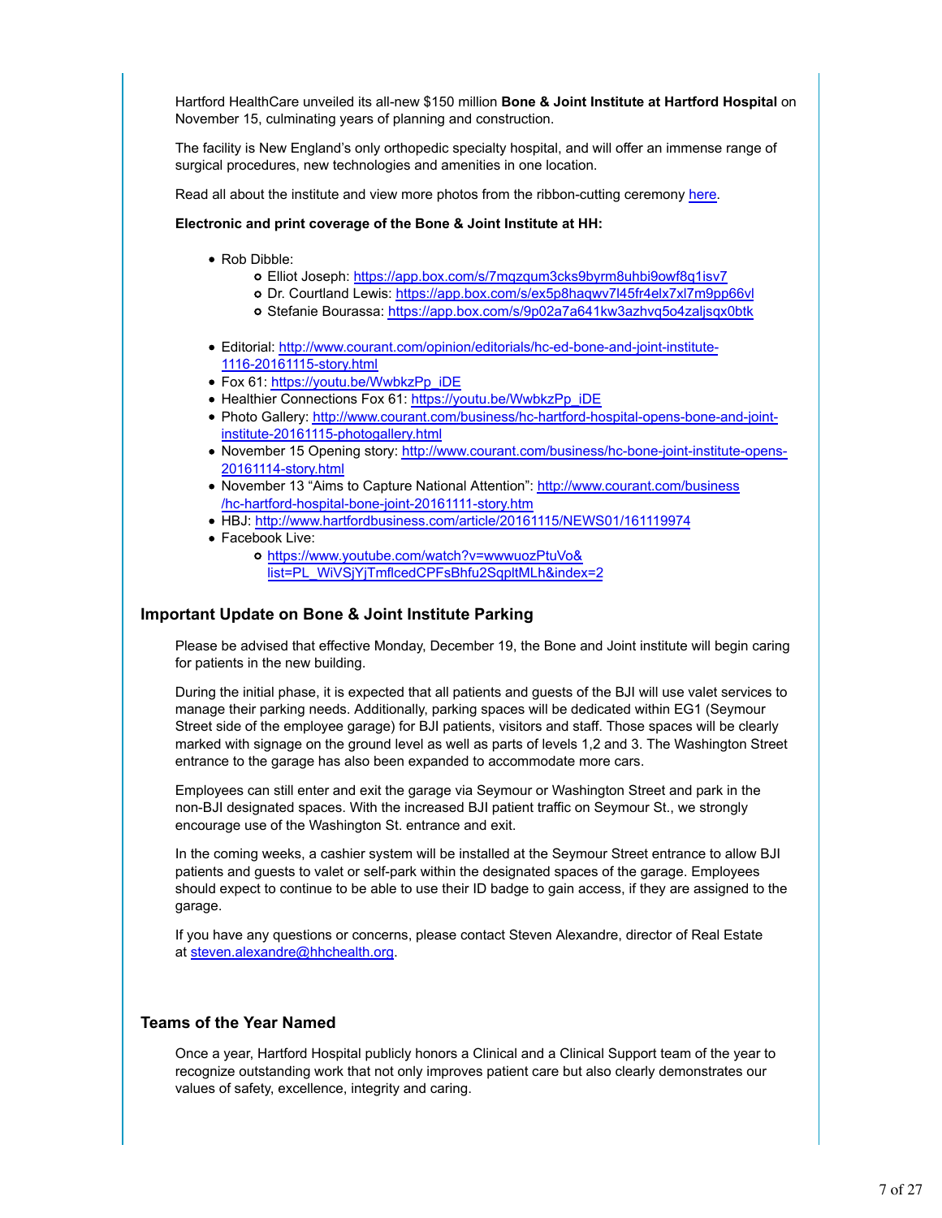Hartford HealthCare unveiled its all-new $150 million **Bone & Joint Institute at Hartford Hospital** on November 15, culminating years of planning and construction.

The facility is New England's only orthopedic specialty hospital, and will offer an immense range of surgical procedures, new technologies and amenities in one location.

Read all about the institute and view more photos from the ribbon-cutting ceremony here.

**Electronic and print coverage of the Bone & Joint Institute at HH:**

- Rob Dibble:
  - Elliot Joseph: https://app.box.com/s/7mqzqum3cks9byrm8uhbi9owf8q1isv7
  - Dr. Courtland Lewis: https://app.box.com/s/ex5p8haqwv7l45fr4elx7xl7m9pp66vl
  - Stefanie Bourassa: https://app.box.com/s/9p02a7a641kw3azhvq5o4zaljsqx0btk
- Editorial: http://www.courant.com/opinion/editorials/hc-ed-bone-and-joint-institute-1116-20161115-story.html
- Fox 61: https://youtu.be/WwbkzPp_iDE
- Healthier Connections Fox 61: https://youtu.be/WwbkzPp_iDE
- Photo Gallery: http://www.courant.com/business/hc-hartford-hospital-opens-bone-and-joint-institute-20161115-photogallery.html
- November 15 Opening story: http://www.courant.com/business/hc-bone-joint-institute-opens-20161114-story.html
- November 13 "Aims to Capture National Attention": http://www.courant.com/business/hc-hartford-hospital-bone-joint-20161111-story.htm
- HBJ: http://www.hartfordbusiness.com/article/20161115/NEWS01/161119974
- Facebook Live:
  - https://www.youtube.com/watch?v=wwwuozPtuVo&list=PL_WiVSjYjTmflcedCPFsBhfu2SqpltMLh&index=2

## Important Update on Bone & Joint Institute Parking

Please be advised that effective Monday, December 19, the Bone and Joint institute will begin caring for patients in the new building.

During the initial phase, it is expected that all patients and guests of the BJI will use valet services to manage their parking needs. Additionally, parking spaces will be dedicated within EG1 (Seymour Street side of the employee garage) for BJI patients, visitors and staff. Those spaces will be clearly marked with signage on the ground level as well as parts of levels 1,2 and 3. The Washington Street entrance to the garage has also been expanded to accommodate more cars.

Employees can still enter and exit the garage via Seymour or Washington Street and park in the non-BJI designated spaces. With the increased BJI patient traffic on Seymour St., we strongly encourage use of the Washington St. entrance and exit.

In the coming weeks, a cashier system will be installed at the Seymour Street entrance to allow BJI patients and guests to valet or self-park within the designated spaces of the garage. Employees should expect to continue to be able to use their ID badge to gain access, if they are assigned to the garage.

If you have any questions or concerns, please contact Steven Alexandre, director of Real Estate at steven.alexandre@hhchealth.org.

## Teams of the Year Named

Once a year, Hartford Hospital publicly honors a Clinical and a Clinical Support team of the year to recognize outstanding work that not only improves patient care but also clearly demonstrates our values of safety, excellence, integrity and caring.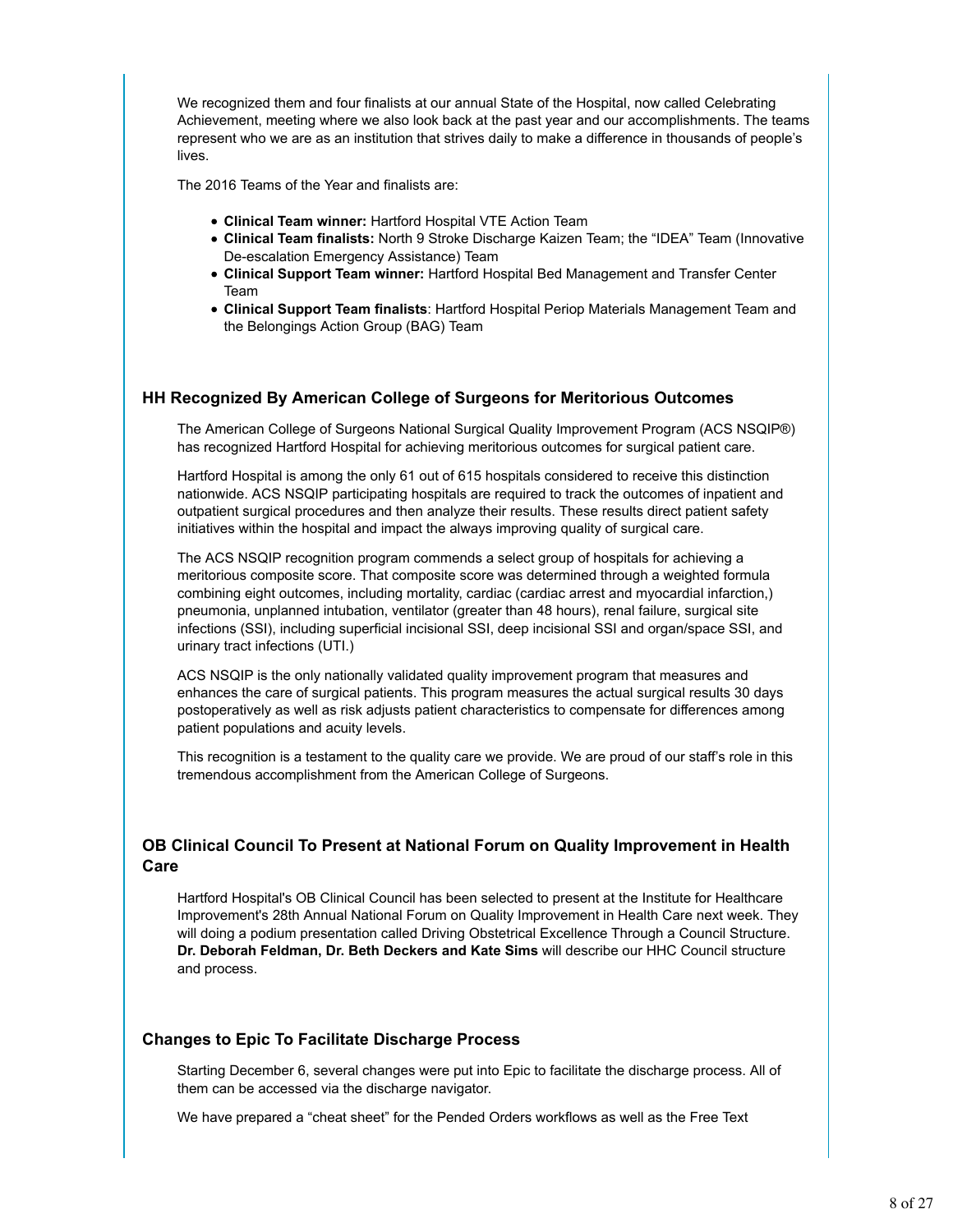We recognized them and four finalists at our annual State of the Hospital, now called Celebrating Achievement, meeting where we also look back at the past year and our accomplishments. The teams represent who we are as an institution that strives daily to make a difference in thousands of people's lives.

The 2016 Teams of the Year and finalists are:

- **Clinical Team winner:** Hartford Hospital VTE Action Team
- **Clinical Team finalists:** North 9 Stroke Discharge Kaizen Team; the "IDEA" Team (Innovative De-escalation Emergency Assistance) Team
- **Clinical Support Team winner:** Hartford Hospital Bed Management and Transfer Center Team
- **Clinical Support Team finalists**: Hartford Hospital Periop Materials Management Team and the Belongings Action Group (BAG) Team

### HH Recognized By American College of Surgeons for Meritorious Outcomes

The American College of Surgeons National Surgical Quality Improvement Program (ACS NSQIP®) has recognized Hartford Hospital for achieving meritorious outcomes for surgical patient care.

Hartford Hospital is among the only 61 out of 615 hospitals considered to receive this distinction nationwide. ACS NSQIP participating hospitals are required to track the outcomes of inpatient and outpatient surgical procedures and then analyze their results. These results direct patient safety initiatives within the hospital and impact the always improving quality of surgical care.

The ACS NSQIP recognition program commends a select group of hospitals for achieving a meritorious composite score. That composite score was determined through a weighted formula combining eight outcomes, including mortality, cardiac (cardiac arrest and myocardial infarction,) pneumonia, unplanned intubation, ventilator (greater than 48 hours), renal failure, surgical site infections (SSI), including superficial incisional SSI, deep incisional SSI and organ/space SSI, and urinary tract infections (UTI.)

ACS NSQIP is the only nationally validated quality improvement program that measures and enhances the care of surgical patients. This program measures the actual surgical results 30 days postoperatively as well as risk adjusts patient characteristics to compensate for differences among patient populations and acuity levels.

This recognition is a testament to the quality care we provide. We are proud of our staff's role in this tremendous accomplishment from the American College of Surgeons.

### OB Clinical Council To Present at National Forum on Quality Improvement in Health Care

Hartford Hospital's OB Clinical Council has been selected to present at the Institute for Healthcare Improvement's 28th Annual National Forum on Quality Improvement in Health Care next week. They will doing a podium presentation called Driving Obstetrical Excellence Through a Council Structure. **Dr. Deborah Feldman, Dr. Beth Deckers and Kate Sims** will describe our HHC Council structure and process.

### Changes to Epic To Facilitate Discharge Process

Starting December 6, several changes were put into Epic to facilitate the discharge process. All of them can be accessed via the discharge navigator.

We have prepared a "cheat sheet" for the Pended Orders workflows as well as the Free Text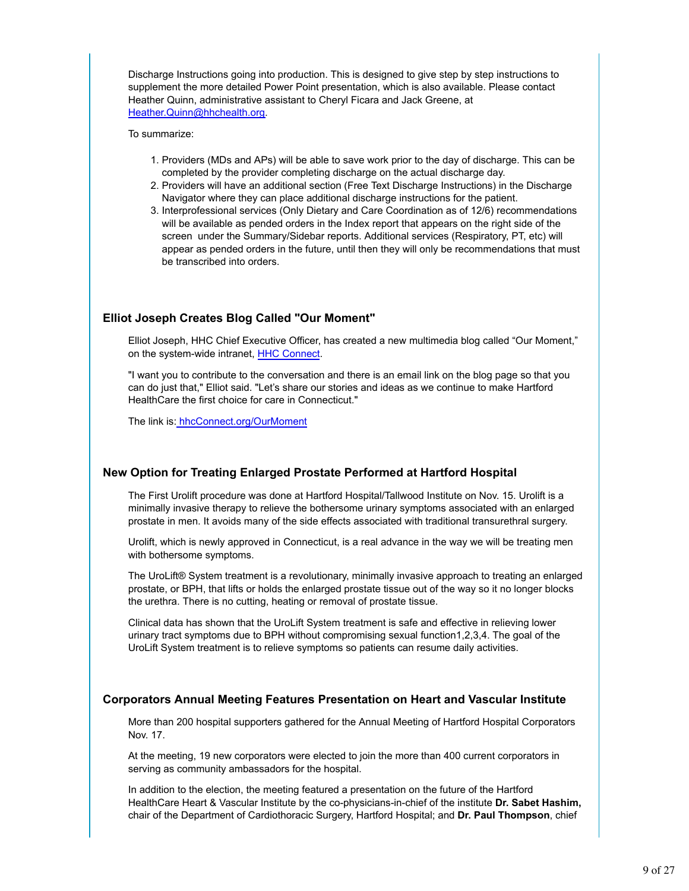Discharge Instructions going into production. This is designed to give step by step instructions to supplement the more detailed Power Point presentation, which is also available. Please contact Heather Quinn, administrative assistant to Cheryl Ficara and Jack Greene, at [Heather.Quinn@hhchealth.org](mailto:Heather.Quinn@hhchealth.org).

To summarize:

1. Providers (MDs and APs) will be able to save work prior to the day of discharge. This can be completed by the provider completing discharge on the actual discharge day.
2. Providers will have an additional section (Free Text Discharge Instructions) in the Discharge Navigator where they can place additional discharge instructions for the patient.
3. Interprofessional services (Only Dietary and Care Coordination as of 12/6) recommendations will be available as pended orders in the Index report that appears on the right side of the screen under the Summary/Sidebar reports. Additional services (Respiratory, PT, etc) will appear as pended orders in the future, until then they will only be recommendations that must be transcribed into orders.

### Elliot Joseph Creates Blog Called "Our Moment"

Elliot Joseph, HHC Chief Executive Officer, has created a new multimedia blog called "Our Moment," on the system-wide intranet, HHC Connect.

"I want you to contribute to the conversation and there is an email link on the blog page so that you can do just that," Elliot said. "Let's share our stories and ideas as we continue to make Hartford HealthCare the first choice for care in Connecticut."

The link is: hhcConnect.org/OurMoment

### New Option for Treating Enlarged Prostate Performed at Hartford Hospital

The First Urolift procedure was done at Hartford Hospital/Tallwood Institute on Nov. 15. Urolift is a minimally invasive therapy to relieve the bothersome urinary symptoms associated with an enlarged prostate in men. It avoids many of the side effects associated with traditional transurethral surgery.

Urolift, which is newly approved in Connecticut, is a real advance in the way we will be treating men with bothersome symptoms.

The UroLift® System treatment is a revolutionary, minimally invasive approach to treating an enlarged prostate, or BPH, that lifts or holds the enlarged prostate tissue out of the way so it no longer blocks the urethra. There is no cutting, heating or removal of prostate tissue.

Clinical data has shown that the UroLift System treatment is safe and effective in relieving lower urinary tract symptoms due to BPH without compromising sexual function[1,2,3,4]. The goal of the UroLift System treatment is to relieve symptoms so patients can resume daily activities.

### Corporators Annual Meeting Features Presentation on Heart and Vascular Institute

More than 200 hospital supporters gathered for the Annual Meeting of Hartford Hospital Corporators Nov. 17.

At the meeting, 19 new corporators were elected to join the more than 400 current corporators in serving as community ambassadors for the hospital.

In addition to the election, the meeting featured a presentation on the future of the Hartford HealthCare Heart & Vascular Institute by the co-physicians-in-chief of the institute **Dr. Sabet Hashim,** chair of the Department of Cardiothoracic Surgery, Hartford Hospital; and **Dr. Paul Thompson**, chief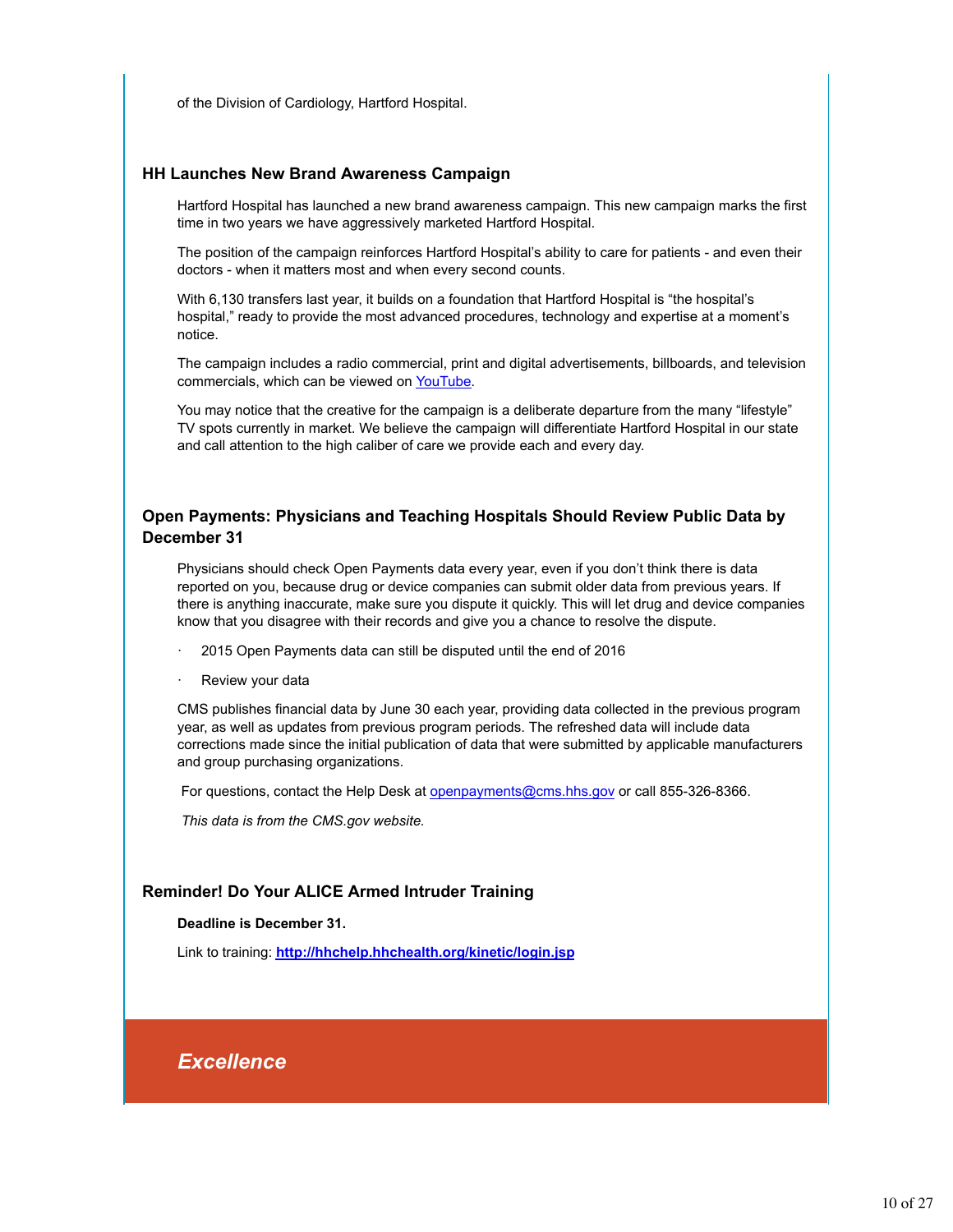of the Division of Cardiology, Hartford Hospital.

### HH Launches New Brand Awareness Campaign

Hartford Hospital has launched a new brand awareness campaign. This new campaign marks the first time in two years we have aggressively marketed Hartford Hospital.

The position of the campaign reinforces Hartford Hospital's ability to care for patients - and even their doctors - when it matters most and when every second counts.

With 6,130 transfers last year, it builds on a foundation that Hartford Hospital is "the hospital's hospital," ready to provide the most advanced procedures, technology and expertise at a moment's notice.

The campaign includes a radio commercial, print and digital advertisements, billboards, and television commercials, which can be viewed on YouTube.

You may notice that the creative for the campaign is a deliberate departure from the many "lifestyle" TV spots currently in market. We believe the campaign will differentiate Hartford Hospital in our state and call attention to the high caliber of care we provide each and every day.

### Open Payments: Physicians and Teaching Hospitals Should Review Public Data by December 31

Physicians should check Open Payments data every year, even if you don't think there is data reported on you, because drug or device companies can submit older data from previous years. If there is anything inaccurate, make sure you dispute it quickly. This will let drug and device companies know that you disagree with their records and give you a chance to resolve the dispute.

- 2015 Open Payments data can still be disputed until the end of 2016
- Review your data

CMS publishes financial data by June 30 each year, providing data collected in the previous program year, as well as updates from previous program periods. The refreshed data will include data corrections made since the initial publication of data that were submitted by applicable manufacturers and group purchasing organizations.

For questions, contact the Help Desk at openpayments@cms.hhs.gov or call 855-326-8366.

*This data is from the CMS.gov website.*

### Reminder! Do Your ALICE Armed Intruder Training

**Deadline is December 31.**

Link to training: **http://hhchelp.hhchealth.org/kinetic/login.jsp**

## *Excellence*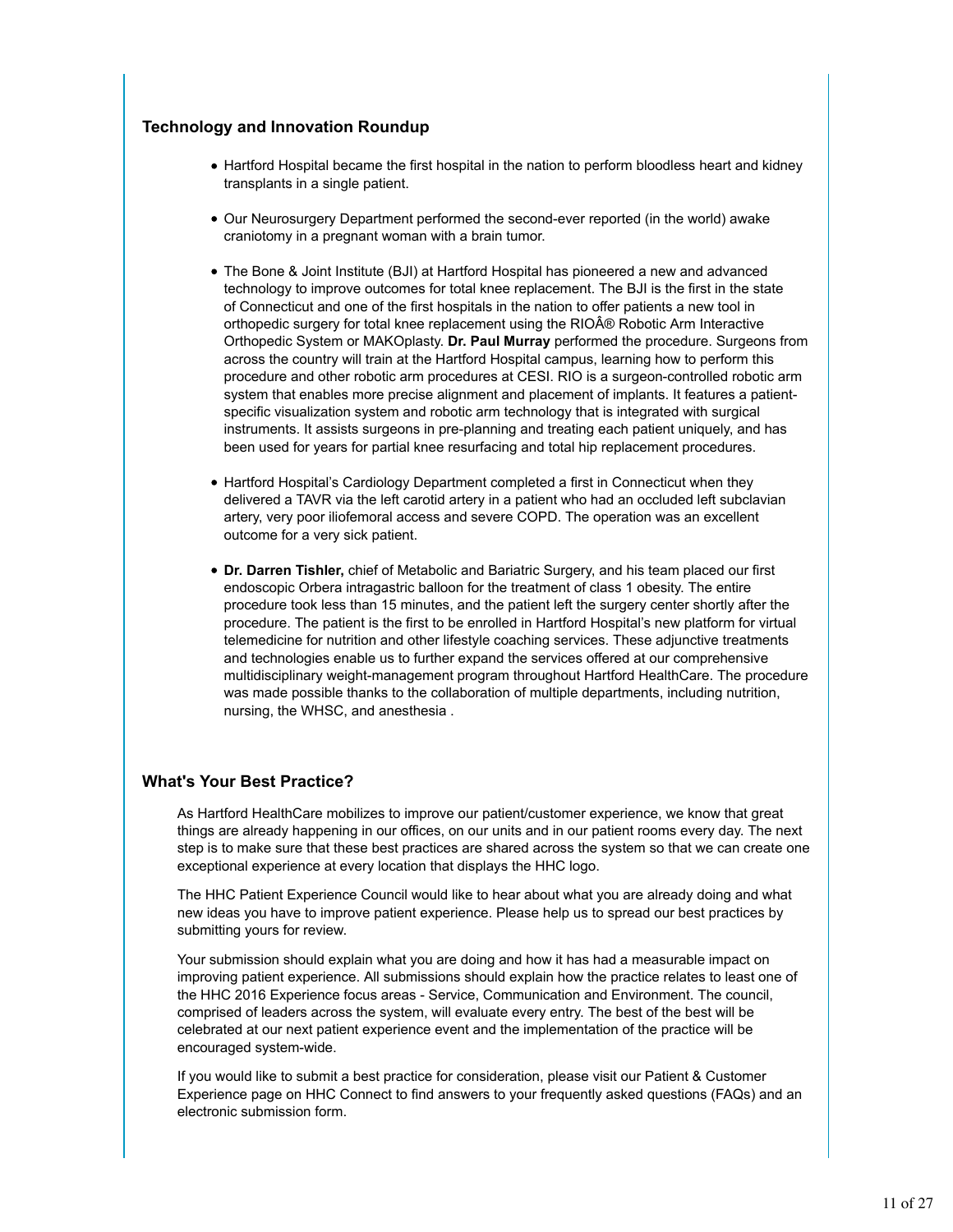## Technology and Innovation Roundup

- Hartford Hospital became the first hospital in the nation to perform bloodless heart and kidney transplants in a single patient.
- Our Neurosurgery Department performed the second-ever reported (in the world) awake craniotomy in a pregnant woman with a brain tumor.
- The Bone & Joint Institute (BJI) at Hartford Hospital has pioneered a new and advanced technology to improve outcomes for total knee replacement. The BJI is the first in the state of Connecticut and one of the first hospitals in the nation to offer patients a new tool in orthopedic surgery for total knee replacement using the RIOÂ® Robotic Arm Interactive Orthopedic System or MAKOplasty. **Dr. Paul Murray** performed the procedure. Surgeons from across the country will train at the Hartford Hospital campus, learning how to perform this procedure and other robotic arm procedures at CESI. RIO is a surgeon-controlled robotic arm system that enables more precise alignment and placement of implants. It features a patient-specific visualization system and robotic arm technology that is integrated with surgical instruments. It assists surgeons in pre-planning and treating each patient uniquely, and has been used for years for partial knee resurfacing and total hip replacement procedures.
- Hartford Hospital's Cardiology Department completed a first in Connecticut when they delivered a TAVR via the left carotid artery in a patient who had an occluded left subclavian artery, very poor iliofemoral access and severe COPD. The operation was an excellent outcome for a very sick patient.
- **Dr. Darren Tishler,** chief of Metabolic and Bariatric Surgery, and his team placed our first endoscopic Orbera intragastric balloon for the treatment of class 1 obesity. The entire procedure took less than 15 minutes, and the patient left the surgery center shortly after the procedure. The patient is the first to be enrolled in Hartford Hospital's new platform for virtual telemedicine for nutrition and other lifestyle coaching services. These adjunctive treatments and technologies enable us to further expand the services offered at our comprehensive multidisciplinary weight-management program throughout Hartford HealthCare. The procedure was made possible thanks to the collaboration of multiple departments, including nutrition, nursing, the WHSC, and anesthesia .

## What's Your Best Practice?

As Hartford HealthCare mobilizes to improve our patient/customer experience, we know that great things are already happening in our offices, on our units and in our patient rooms every day. The next step is to make sure that these best practices are shared across the system so that we can create one exceptional experience at every location that displays the HHC logo.

The HHC Patient Experience Council would like to hear about what you are already doing and what new ideas you have to improve patient experience. Please help us to spread our best practices by submitting yours for review.

Your submission should explain what you are doing and how it has had a measurable impact on improving patient experience. All submissions should explain how the practice relates to least one of the HHC 2016 Experience focus areas - Service, Communication and Environment. The council, comprised of leaders across the system, will evaluate every entry. The best of the best will be celebrated at our next patient experience event and the implementation of the practice will be encouraged system-wide.

If you would like to submit a best practice for consideration, please visit our Patient & Customer Experience page on HHC Connect to find answers to your frequently asked questions (FAQs) and an electronic submission form.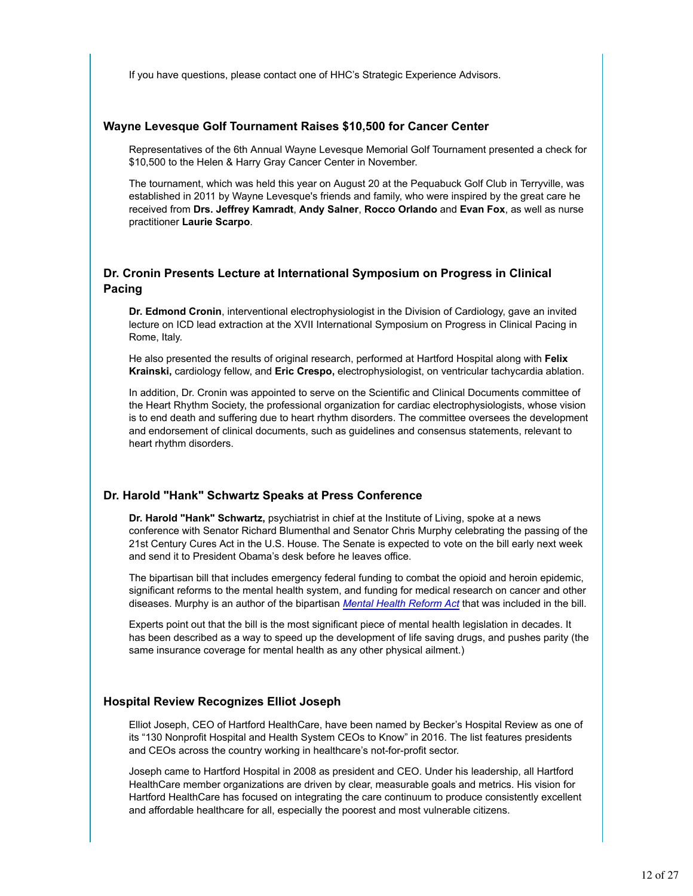If you have questions, please contact one of HHC's Strategic Experience Advisors.

### Wayne Levesque Golf Tournament Raises $10,500 for Cancer Center

Representatives of the 6th Annual Wayne Levesque Memorial Golf Tournament presented a check for $10,500 to the Helen & Harry Gray Cancer Center in November.

The tournament, which was held this year on August 20 at the Pequabuck Golf Club in Terryville, was established in 2011 by Wayne Levesque's friends and family, who were inspired by the great care he received from **Drs. Jeffrey Kamradt**, **Andy Salner**, **Rocco Orlando** and **Evan Fox**, as well as nurse practitioner **Laurie Scarpo**.

### Dr. Cronin Presents Lecture at International Symposium on Progress in Clinical Pacing

**Dr. Edmond Cronin**, interventional electrophysiologist in the Division of Cardiology, gave an invited lecture on ICD lead extraction at the XVII International Symposium on Progress in Clinical Pacing in Rome, Italy.

He also presented the results of original research, performed at Hartford Hospital along with **Felix Krainski,** cardiology fellow, and **Eric Crespo,** electrophysiologist, on ventricular tachycardia ablation.

In addition, Dr. Cronin was appointed to serve on the Scientific and Clinical Documents committee of the Heart Rhythm Society, the professional organization for cardiac electrophysiologists, whose vision is to end death and suffering due to heart rhythm disorders. The committee oversees the development and endorsement of clinical documents, such as guidelines and consensus statements, relevant to heart rhythm disorders.

### Dr. Harold "Hank" Schwartz Speaks at Press Conference

**Dr. Harold "Hank" Schwartz,** psychiatrist in chief at the Institute of Living, spoke at a news conference with Senator Richard Blumenthal and Senator Chris Murphy celebrating the passing of the 21st Century Cures Act in the U.S. House. The Senate is expected to vote on the bill early next week and send it to President Obama's desk before he leaves office.

The bipartisan bill that includes emergency federal funding to combat the opioid and heroin epidemic, significant reforms to the mental health system, and funding for medical research on cancer and other diseases. Murphy is an author of the bipartisan *Mental Health Reform Act* that was included in the bill.

Experts point out that the bill is the most significant piece of mental health legislation in decades. It has been described as a way to speed up the development of life saving drugs, and pushes parity (the same insurance coverage for mental health as any other physical ailment.)

### Hospital Review Recognizes Elliot Joseph

Elliot Joseph, CEO of Hartford HealthCare, have been named by Becker's Hospital Review as one of its "130 Nonprofit Hospital and Health System CEOs to Know" in 2016. The list features presidents and CEOs across the country working in healthcare's not-for-profit sector.

Joseph came to Hartford Hospital in 2008 as president and CEO. Under his leadership, all Hartford HealthCare member organizations are driven by clear, measurable goals and metrics. His vision for Hartford HealthCare has focused on integrating the care continuum to produce consistently excellent and affordable healthcare for all, especially the poorest and most vulnerable citizens.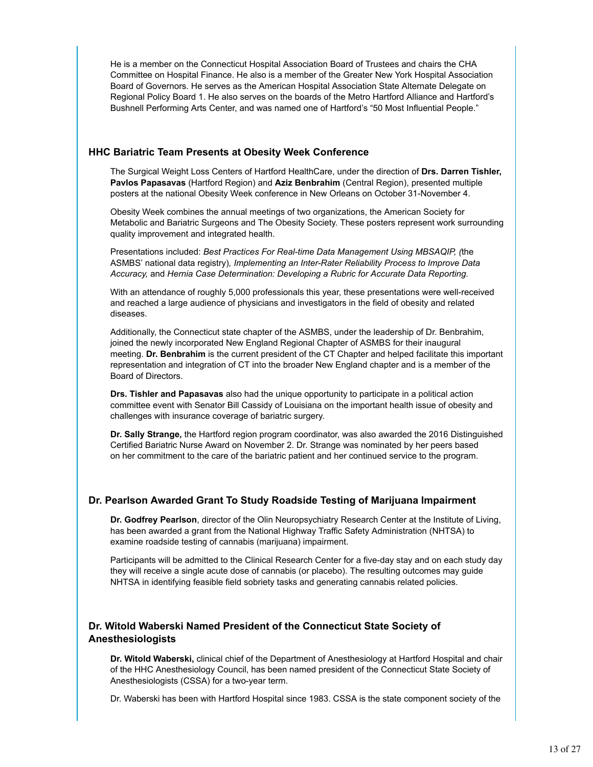He is a member on the Connecticut Hospital Association Board of Trustees and chairs the CHA Committee on Hospital Finance. He also is a member of the Greater New York Hospital Association Board of Governors. He serves as the American Hospital Association State Alternate Delegate on Regional Policy Board 1. He also serves on the boards of the Metro Hartford Alliance and Hartford's Bushnell Performing Arts Center, and was named one of Hartford's "50 Most Influential People."

### HHC Bariatric Team Presents at Obesity Week Conference

The Surgical Weight Loss Centers of Hartford HealthCare, under the direction of **Drs. Darren Tishler, Pavlos Papasavas** (Hartford Region) and **Aziz Benbrahim** (Central Region), presented multiple posters at the national Obesity Week conference in New Orleans on October 31-November 4.

Obesity Week combines the annual meetings of two organizations, the American Society for Metabolic and Bariatric Surgeons and The Obesity Society. These posters represent work surrounding quality improvement and integrated health.

Presentations included: *Best Practices For Real-time Data Management Using MBSAQIP, (*the ASMBS' national data registry)*, Implementing an Inter-Rater Reliability Process to Improve Data Accuracy,* and *Hernia Case Determination: Developing a Rubric for Accurate Data Reporting.*

With an attendance of roughly 5,000 professionals this year, these presentations were well-received and reached a large audience of physicians and investigators in the field of obesity and related diseases.

Additionally, the Connecticut state chapter of the ASMBS, under the leadership of Dr. Benbrahim, joined the newly incorporated New England Regional Chapter of ASMBS for their inaugural meeting. **Dr. Benbrahim** is the current president of the CT Chapter and helped facilitate this important representation and integration of CT into the broader New England chapter and is a member of the Board of Directors.

**Drs. Tishler and Papasavas** also had the unique opportunity to participate in a political action committee event with Senator Bill Cassidy of Louisiana on the important health issue of obesity and challenges with insurance coverage of bariatric surgery.

**Dr. Sally Strange,** the Hartford region program coordinator, was also awarded the 2016 Distinguished Certified Bariatric Nurse Award on November 2. Dr. Strange was nominated by her peers based on her commitment to the care of the bariatric patient and her continued service to the program.

### Dr. Pearlson Awarded Grant To Study Roadside Testing of Marijuana Impairment

**Dr. Godfrey Pearlson**, director of the Olin Neuropsychiatry Research Center at the Institute of Living, has been awarded a grant from the National Highway Traffic Safety Administration (NHTSA) to examine roadside testing of cannabis (marijuana) impairment.

Participants will be admitted to the Clinical Research Center for a five-day stay and on each study day they will receive a single acute dose of cannabis (or placebo). The resulting outcomes may guide NHTSA in identifying feasible field sobriety tasks and generating cannabis related policies.

### Dr. Witold Waberski Named President of the Connecticut State Society of Anesthesiologists

**Dr. Witold Waberski,** clinical chief of the Department of Anesthesiology at Hartford Hospital and chair of the HHC Anesthesiology Council, has been named president of the Connecticut State Society of Anesthesiologists (CSSA) for a two-year term.

Dr. Waberski has been with Hartford Hospital since 1983. CSSA is the state component society of the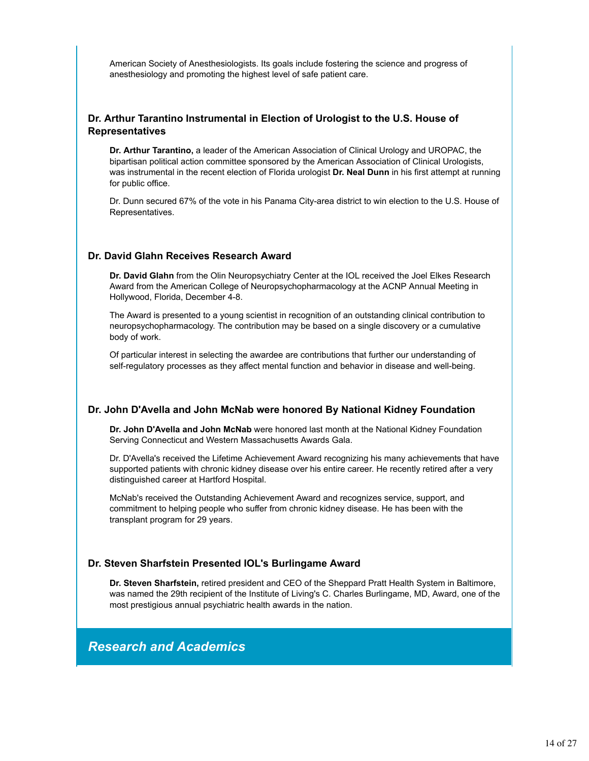American Society of Anesthesiologists. Its goals include fostering the science and progress of anesthesiology and promoting the highest level of safe patient care.

### Dr. Arthur Tarantino Instrumental in Election of Urologist to the U.S. House of Representatives

**Dr. Arthur Tarantino,** a leader of the American Association of Clinical Urology and UROPAC, the bipartisan political action committee sponsored by the American Association of Clinical Urologists, was instrumental in the recent election of Florida urologist **Dr. Neal Dunn** in his first attempt at running for public office.

Dr. Dunn secured 67% of the vote in his Panama City-area district to win election to the U.S. House of Representatives.

### Dr. David Glahn Receives Research Award

**Dr. David Glahn** from the Olin Neuropsychiatry Center at the IOL received the Joel Elkes Research Award from the American College of Neuropsychopharmacology at the ACNP Annual Meeting in Hollywood, Florida, December 4-8.

The Award is presented to a young scientist in recognition of an outstanding clinical contribution to neuropsychopharmacology. The contribution may be based on a single discovery or a cumulative body of work.

Of particular interest in selecting the awardee are contributions that further our understanding of self-regulatory processes as they affect mental function and behavior in disease and well-being.

### Dr. John D'Avella and John McNab were honored By National Kidney Foundation

**Dr. John D'Avella and John McNab** were honored last month at the National Kidney Foundation Serving Connecticut and Western Massachusetts Awards Gala.

Dr. D'Avella's received the Lifetime Achievement Award recognizing his many achievements that have supported patients with chronic kidney disease over his entire career. He recently retired after a very distinguished career at Hartford Hospital.

McNab's received the Outstanding Achievement Award and recognizes service, support, and commitment to helping people who suffer from chronic kidney disease. He has been with the transplant program for 29 years.

### Dr. Steven Sharfstein Presented IOL's Burlingame Award

**Dr. Steven Sharfstein,** retired president and CEO of the Sheppard Pratt Health System in Baltimore, was named the 29th recipient of the Institute of Living's C. Charles Burlingame, MD, Award, one of the most prestigious annual psychiatric health awards in the nation.

## *Research and Academics*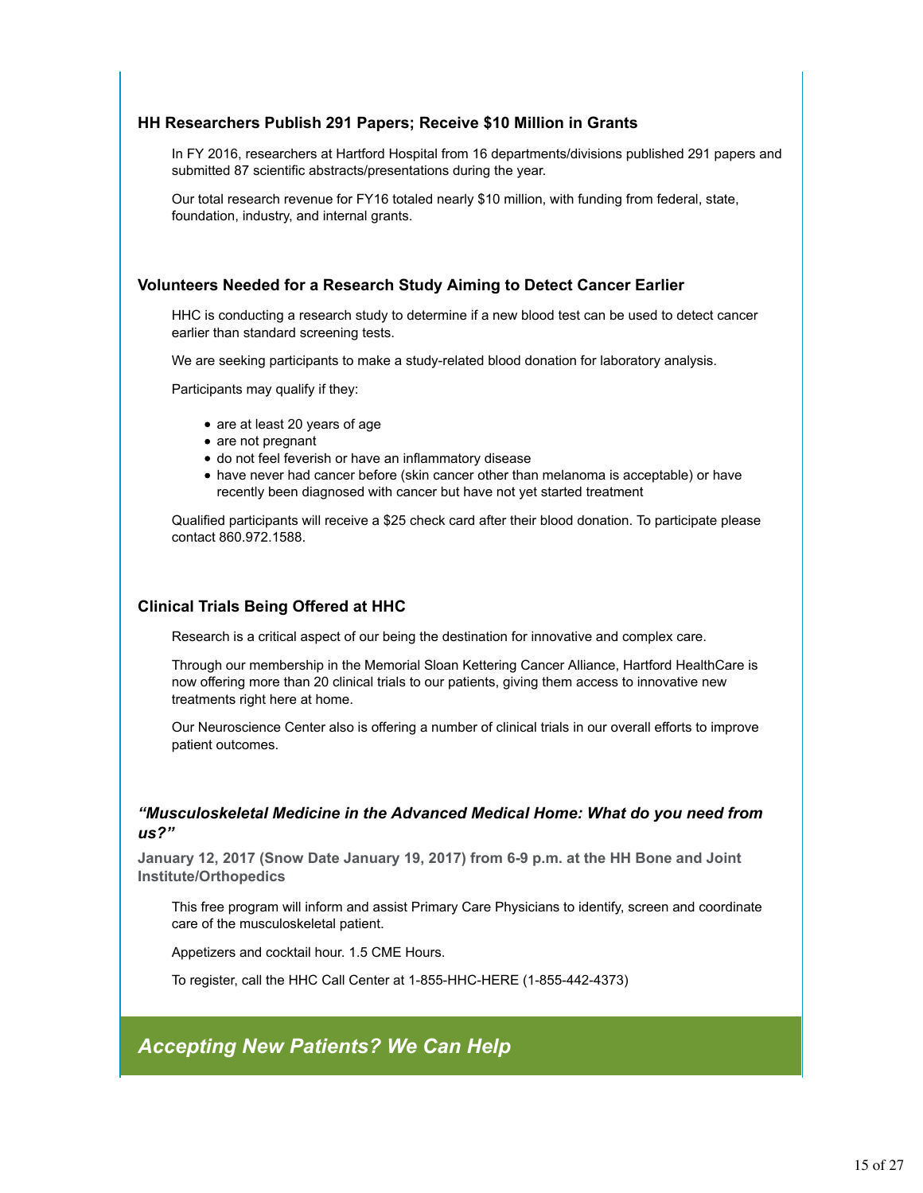### HH Researchers Publish 291 Papers; Receive $10 Million in Grants

In FY 2016, researchers at Hartford Hospital from 16 departments/divisions published 291 papers and submitted 87 scientific abstracts/presentations during the year.

Our total research revenue for FY16 totaled nearly $10 million, with funding from federal, state, foundation, industry, and internal grants.

### Volunteers Needed for a Research Study Aiming to Detect Cancer Earlier

HHC is conducting a research study to determine if a new blood test can be used to detect cancer earlier than standard screening tests.

We are seeking participants to make a study-related blood donation for laboratory analysis.

Participants may qualify if they:

- are at least 20 years of age
- are not pregnant
- do not feel feverish or have an inflammatory disease
- have never had cancer before (skin cancer other than melanoma is acceptable) or have recently been diagnosed with cancer but have not yet started treatment

Qualified participants will receive a $25 check card after their blood donation. To participate please contact 860.972.1588.

### Clinical Trials Being Offered at HHC

Research is a critical aspect of our being the destination for innovative and complex care.

Through our membership in the Memorial Sloan Kettering Cancer Alliance, Hartford HealthCare is now offering more than 20 clinical trials to our patients, giving them access to innovative new treatments right here at home.

Our Neuroscience Center also is offering a number of clinical trials in our overall efforts to improve patient outcomes.

### *"Musculoskeletal Medicine in the Advanced Medical Home: What do you need from us?"*

**January 12, 2017 (Snow Date January 19, 2017) from 6-9 p.m. at the HH Bone and Joint Institute/Orthopedics**

This free program will inform and assist Primary Care Physicians to identify, screen and coordinate care of the musculoskeletal patient.

Appetizers and cocktail hour. 1.5 CME Hours.

To register, call the HHC Call Center at 1-855-HHC-HERE (1-855-442-4373)

## *Accepting New Patients? We Can Help*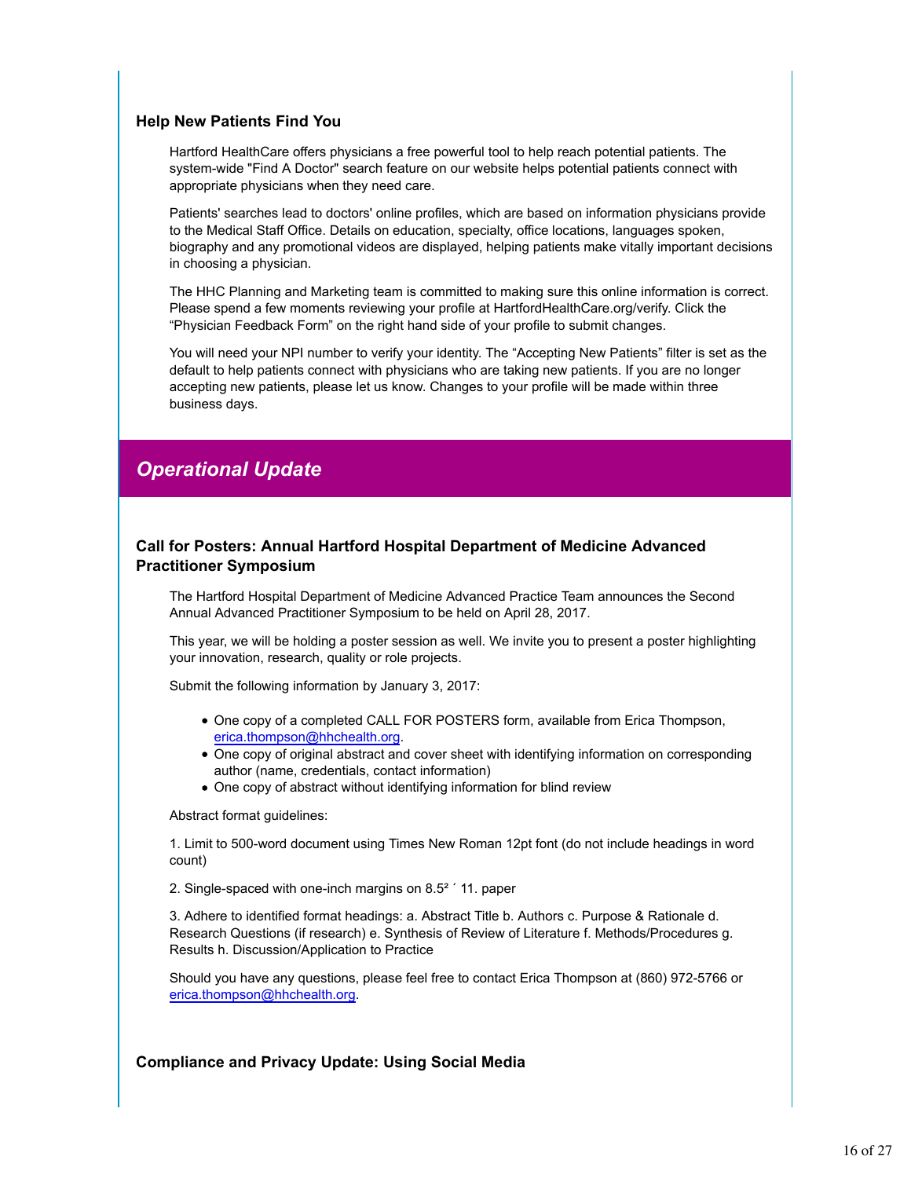### Help New Patients Find You

Hartford HealthCare offers physicians a free powerful tool to help reach potential patients. The system-wide "Find A Doctor" search feature on our website helps potential patients connect with appropriate physicians when they need care.

Patients' searches lead to doctors' online profiles, which are based on information physicians provide to the Medical Staff Office. Details on education, specialty, office locations, languages spoken, biography and any promotional videos are displayed, helping patients make vitally important decisions in choosing a physician.

The HHC Planning and Marketing team is committed to making sure this online information is correct. Please spend a few moments reviewing your profile at HartfordHealthCare.org/verify. Click the “Physician Feedback Form” on the right hand side of your profile to submit changes.

You will need your NPI number to verify your identity. The “Accepting New Patients” filter is set as the default to help patients connect with physicians who are taking new patients. If you are no longer accepting new patients, please let us know. Changes to your profile will be made within three business days.

## *Operational Update*

### Call for Posters: Annual Hartford Hospital Department of Medicine Advanced Practitioner Symposium

The Hartford Hospital Department of Medicine Advanced Practice Team announces the Second Annual Advanced Practitioner Symposium to be held on April 28, 2017.

This year, we will be holding a poster session as well. We invite you to present a poster highlighting your innovation, research, quality or role projects.

Submit the following information by January 3, 2017:

- One copy of a completed CALL FOR POSTERS form, available from Erica Thompson, erica.thompson@hhchealth.org.
- One copy of original abstract and cover sheet with identifying information on corresponding author (name, credentials, contact information)
- One copy of abstract without identifying information for blind review

Abstract format guidelines:

1. Limit to 500-word document using Times New Roman 12pt font (do not include headings in word count)

2. Single-spaced with one-inch margins on 8.5² ´ 11. paper

3. Adhere to identified format headings: a. Abstract Title b. Authors c. Purpose & Rationale d. Research Questions (if research) e. Synthesis of Review of Literature f. Methods/Procedures g. Results h. Discussion/Application to Practice

Should you have any questions, please feel free to contact Erica Thompson at (860) 972-5766 or erica.thompson@hhchealth.org.

### Compliance and Privacy Update: Using Social Media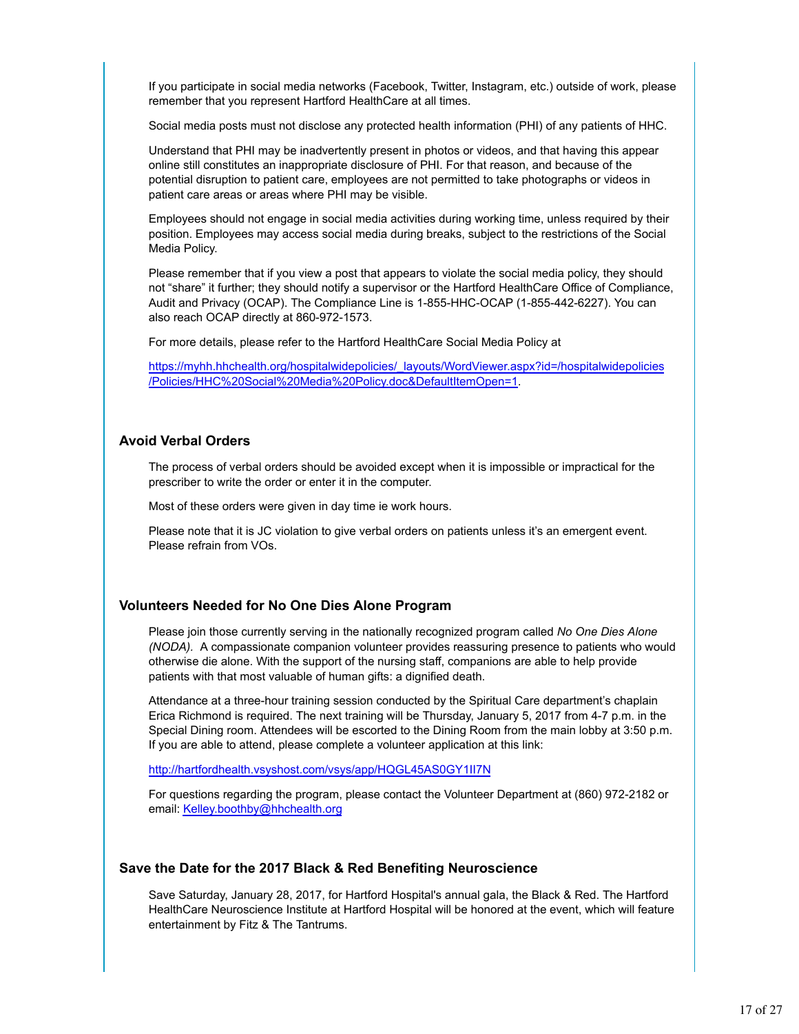If you participate in social media networks (Facebook, Twitter, Instagram, etc.) outside of work, please remember that you represent Hartford HealthCare at all times.

Social media posts must not disclose any protected health information (PHI) of any patients of HHC.

Understand that PHI may be inadvertently present in photos or videos, and that having this appear online still constitutes an inappropriate disclosure of PHI. For that reason, and because of the potential disruption to patient care, employees are not permitted to take photographs or videos in patient care areas or areas where PHI may be visible.

Employees should not engage in social media activities during working time, unless required by their position. Employees may access social media during breaks, subject to the restrictions of the Social Media Policy.

Please remember that if you view a post that appears to violate the social media policy, they should not "share" it further; they should notify a supervisor or the Hartford HealthCare Office of Compliance, Audit and Privacy (OCAP). The Compliance Line is 1-855-HHC-OCAP (1-855-442-6227). You can also reach OCAP directly at 860-972-1573.

For more details, please refer to the Hartford HealthCare Social Media Policy at

https://myhh.hhchealth.org/hospitalwidepolicies/_layouts/WordViewer.aspx?id=/hospitalwidepolicies/Policies/HHC%20Social%20Media%20Policy.doc&DefaultItemOpen=1.

### Avoid Verbal Orders

The process of verbal orders should be avoided except when it is impossible or impractical for the prescriber to write the order or enter it in the computer.

Most of these orders were given in day time ie work hours.

Please note that it is JC violation to give verbal orders on patients unless it's an emergent event. Please refrain from VOs.

### Volunteers Needed for No One Dies Alone Program

Please join those currently serving in the nationally recognized program called *No One Dies Alone (NODA).* A compassionate companion volunteer provides reassuring presence to patients who would otherwise die alone. With the support of the nursing staff, companions are able to help provide patients with that most valuable of human gifts: a dignified death.

Attendance at a three-hour training session conducted by the Spiritual Care department's chaplain Erica Richmond is required. The next training will be Thursday, January 5, 2017 from 4-7 p.m. in the Special Dining room. Attendees will be escorted to the Dining Room from the main lobby at 3:50 p.m. If you are able to attend, please complete a volunteer application at this link:

http://hartfordhealth.vsyshost.com/vsys/app/HQGL45AS0GY1II7N

For questions regarding the program, please contact the Volunteer Department at (860) 972-2182 or email: Kelley.boothby@hhchealth.org

### Save the Date for the 2017 Black & Red Benefiting Neuroscience

Save Saturday, January 28, 2017, for Hartford Hospital's annual gala, the Black & Red. The Hartford HealthCare Neuroscience Institute at Hartford Hospital will be honored at the event, which will feature entertainment by Fitz & The Tantrums.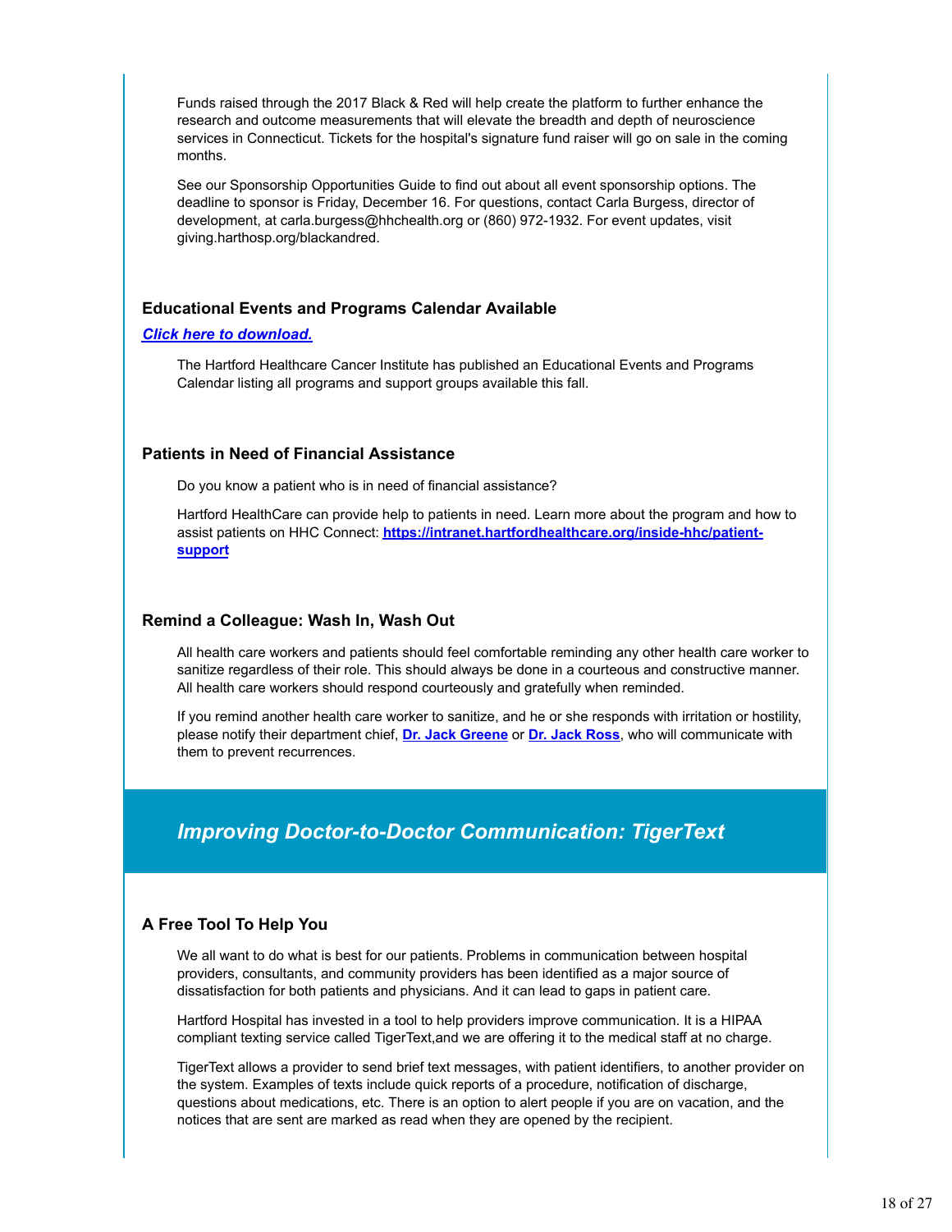Funds raised through the 2017 Black & Red will help create the platform to further enhance the research and outcome measurements that will elevate the breadth and depth of neuroscience services in Connecticut. Tickets for the hospital's signature fund raiser will go on sale in the coming months.

See our Sponsorship Opportunities Guide to find out about all event sponsorship options. The deadline to sponsor is Friday, December 16. For questions, contact Carla Burgess, director of development, at carla.burgess@hhchealth.org or (860) 972-1932. For event updates, visit giving.harthosp.org/blackandred.

### Educational Events and Programs Calendar Available

***Click here to download.***

The Hartford Healthcare Cancer Institute has published an Educational Events and Programs Calendar listing all programs and support groups available this fall.

### Patients in Need of Financial Assistance

Do you know a patient who is in need of financial assistance?

Hartford HealthCare can provide help to patients in need. Learn more about the program and how to assist patients on HHC Connect: **https://intranet.hartfordhealthcare.org/inside-hhc/patient-support**

### Remind a Colleague: Wash In, Wash Out

All health care workers and patients should feel comfortable reminding any other health care worker to sanitize regardless of their role. This should always be done in a courteous and constructive manner. All health care workers should respond courteously and gratefully when reminded.

If you remind another health care worker to sanitize, and he or she responds with irritation or hostility, please notify their department chief, **Dr. Jack Greene** or **Dr. Jack Ross**, who will communicate with them to prevent recurrences.

## *Improving Doctor-to-Doctor Communication: TigerText*

### A Free Tool To Help You

We all want to do what is best for our patients. Problems in communication between hospital providers, consultants, and community providers has been identified as a major source of dissatisfaction for both patients and physicians. And it can lead to gaps in patient care.

Hartford Hospital has invested in a tool to help providers improve communication. It is a HIPAA compliant texting service called TigerText,and we are offering it to the medical staff at no charge.

TigerText allows a provider to send brief text messages, with patient identifiers, to another provider on the system. Examples of texts include quick reports of a procedure, notification of discharge, questions about medications, etc. There is an option to alert people if you are on vacation, and the notices that are sent are marked as read when they are opened by the recipient.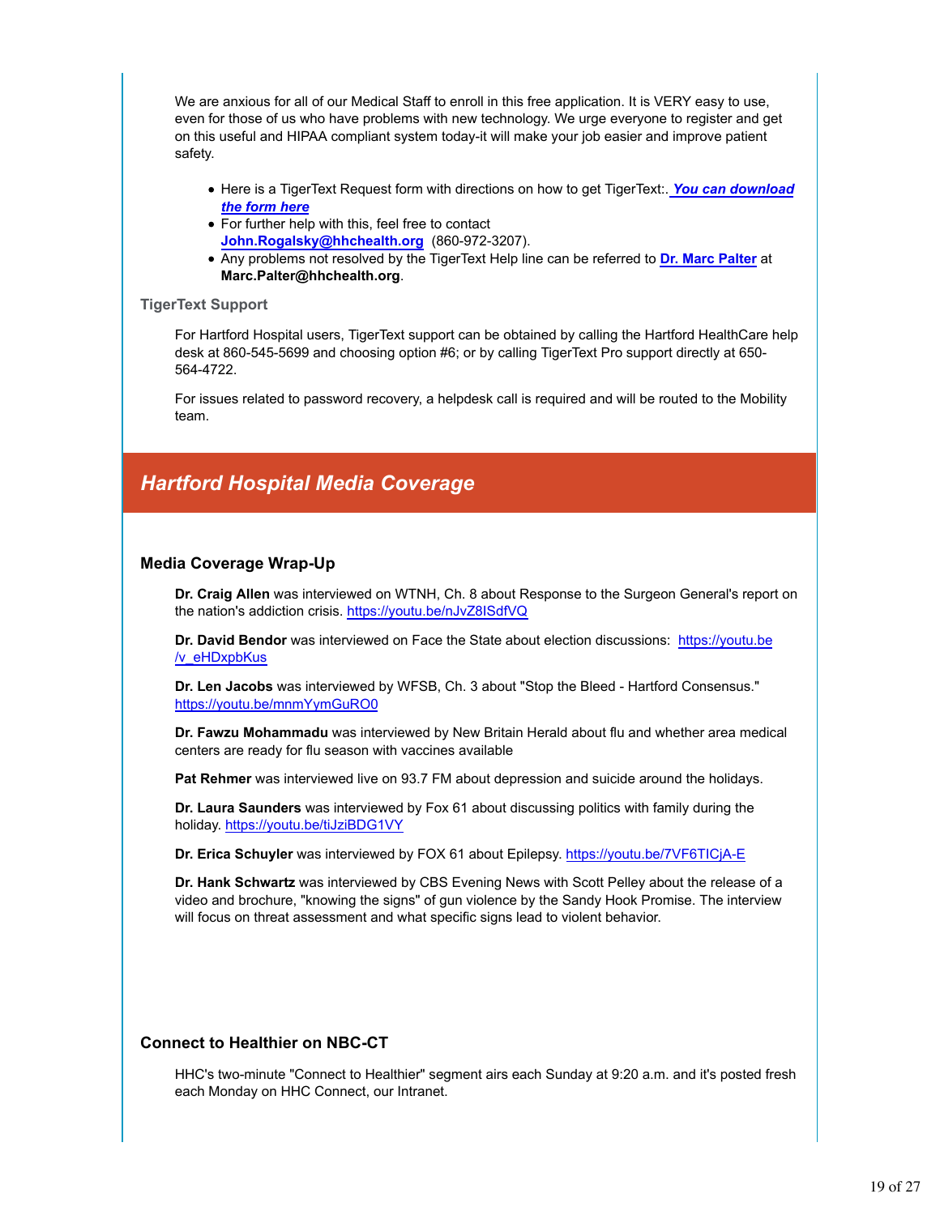We are anxious for all of our Medical Staff to enroll in this free application. It is VERY easy to use, even for those of us who have problems with new technology. We urge everyone to register and get on this useful and HIPAA compliant system today-it will make your job easier and improve patient safety.

- Here is a TigerText Request form with directions on how to get TigerText:. ***You can download the form here***
- For further help with this, feel free to contact **John.Rogalsky@hhchealth.org** (860-972-3207).
- Any problems not resolved by the TigerText Help line can be referred to **Dr. Marc Palter** at **Marc.Palter@hhchealth.org**.

### TigerText Support

For Hartford Hospital users, TigerText support can be obtained by calling the Hartford HealthCare help desk at 860-545-5699 and choosing option #6; or by calling TigerText Pro support directly at 650-564-4722.

For issues related to password recovery, a helpdesk call is required and will be routed to the Mobility team.

## *Hartford Hospital Media Coverage*

### Media Coverage Wrap-Up

**Dr. Craig Allen** was interviewed on WTNH, Ch. 8 about Response to the Surgeon General's report on the nation's addiction crisis. https://youtu.be/nJvZ8ISdfVQ

**Dr. David Bendor** was interviewed on Face the State about election discussions: https://youtu.be/v_eHDxpbKus

**Dr. Len Jacobs** was interviewed by WFSB, Ch. 3 about "Stop the Bleed - Hartford Consensus." https://youtu.be/mnmYymGuRO0

**Dr. Fawzu Mohammadu** was interviewed by New Britain Herald about flu and whether area medical centers are ready for flu season with vaccines available

**Pat Rehmer** was interviewed live on 93.7 FM about depression and suicide around the holidays.

**Dr. Laura Saunders** was interviewed by Fox 61 about discussing politics with family during the holiday. https://youtu.be/tiJziBDG1VY

**Dr. Erica Schuyler** was interviewed by FOX 61 about Epilepsy. https://youtu.be/7VF6TICjA-E

**Dr. Hank Schwartz** was interviewed by CBS Evening News with Scott Pelley about the release of a video and brochure, "knowing the signs" of gun violence by the Sandy Hook Promise. The interview will focus on threat assessment and what specific signs lead to violent behavior.

### Connect to Healthier on NBC-CT

HHC's two-minute "Connect to Healthier" segment airs each Sunday at 9:20 a.m. and it's posted fresh each Monday on HHC Connect, our Intranet.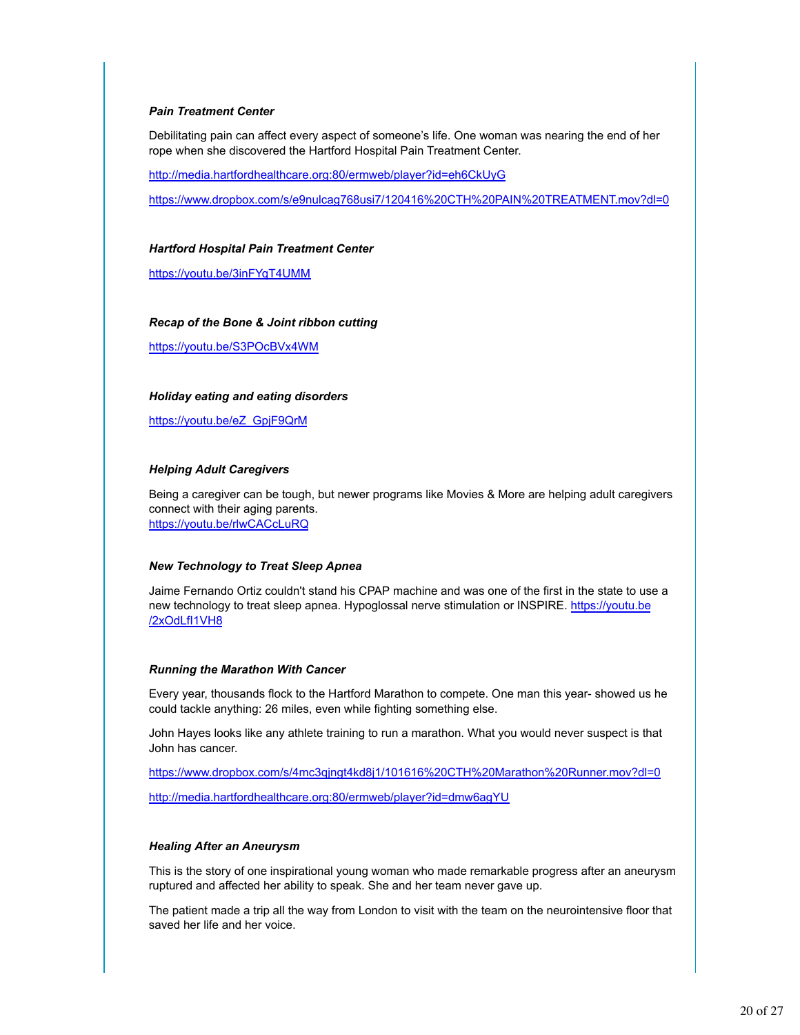***Pain Treatment Center***

Debilitating pain can affect every aspect of someone's life. One woman was nearing the end of her rope when she discovered the Hartford Hospital Pain Treatment Center.

http://media.hartfordhealthcare.org:80/ermweb/player?id=eh6CkUyG

https://www.dropbox.com/s/e9nulcag768usi7/120416%20CTH%20PAIN%20TREATMENT.mov?dl=0

***Hartford Hospital Pain Treatment Center***

https://youtu.be/3inFYqT4UMM

***Recap of the Bone & Joint ribbon cutting***

https://youtu.be/S3POcBVx4WM

***Holiday eating and eating disorders***

https://youtu.be/eZ_GpjF9QrM

***Helping Adult Caregivers***

Being a caregiver can be tough, but newer programs like Movies & More are helping adult caregivers connect with their aging parents.
https://youtu.be/rlwCACcLuRQ

***New Technology to Treat Sleep Apnea***

Jaime Fernando Ortiz couldn't stand his CPAP machine and was one of the first in the state to use a new technology to treat sleep apnea. Hypoglossal nerve stimulation or INSPIRE. https://youtu.be/2xOdLfI1VH8

***Running the Marathon With Cancer***

Every year, thousands flock to the Hartford Marathon to compete. One man this year- showed us he could tackle anything: 26 miles, even while fighting something else.

John Hayes looks like any athlete training to run a marathon. What you would never suspect is that John has cancer.

https://www.dropbox.com/s/4mc3qjngt4kd8j1/101616%20CTH%20Marathon%20Runner.mov?dl=0

http://media.hartfordhealthcare.org:80/ermweb/player?id=dmw6agYU

***Healing After an Aneurysm***

This is the story of one inspirational young woman who made remarkable progress after an aneurysm ruptured and affected her ability to speak. She and her team never gave up.

The patient made a trip all the way from London to visit with the team on the neurointensive floor that saved her life and her voice.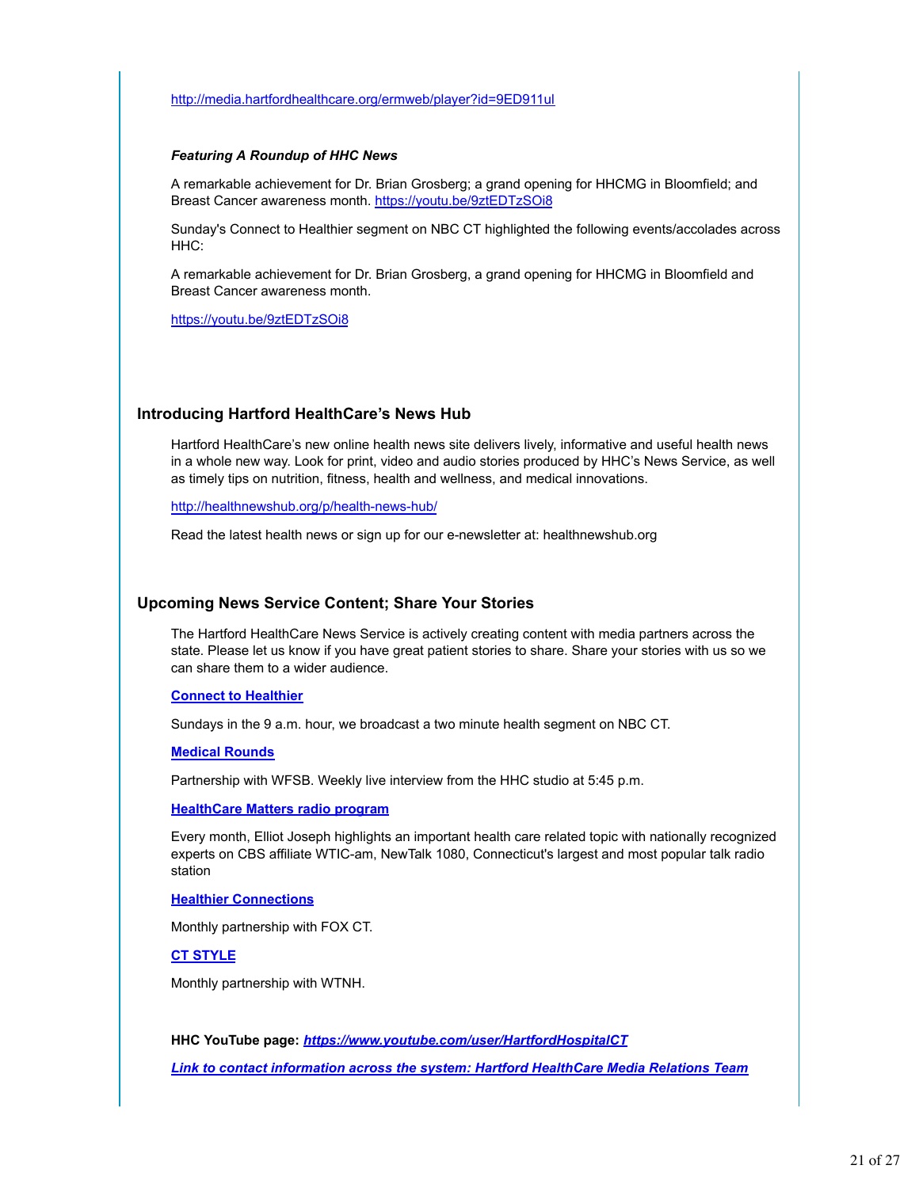http://media.hartfordhealthcare.org/ermweb/player?id=9ED911ul

***Featuring A Roundup of HHC News***

A remarkable achievement for Dr. Brian Grosberg; a grand opening for HHCMG in Bloomfield; and Breast Cancer awareness month. https://youtu.be/9ztEDTzSOi8

Sunday's Connect to Healthier segment on NBC CT highlighted the following events/accolades across HHC:

A remarkable achievement for Dr. Brian Grosberg, a grand opening for HHCMG in Bloomfield and Breast Cancer awareness month.

https://youtu.be/9ztEDTzSOi8

## Introducing Hartford HealthCare's News Hub

Hartford HealthCare's new online health news site delivers lively, informative and useful health news in a whole new way. Look for print, video and audio stories produced by HHC's News Service, as well as timely tips on nutrition, fitness, health and wellness, and medical innovations.

http://healthnewshub.org/p/health-news-hub/

Read the latest health news or sign up for our e-newsletter at: healthnewshub.org

## Upcoming News Service Content; Share Your Stories

The Hartford HealthCare News Service is actively creating content with media partners across the state. Please let us know if you have great patient stories to share. Share your stories with us so we can share them to a wider audience.

**Connect to Healthier**

Sundays in the 9 a.m. hour, we broadcast a two minute health segment on NBC CT.

**Medical Rounds**

Partnership with WFSB. Weekly live interview from the HHC studio at 5:45 p.m.

**HealthCare Matters radio program**

Every month, Elliot Joseph highlights an important health care related topic with nationally recognized experts on CBS affiliate WTIC-am, NewTalk 1080, Connecticut's largest and most popular talk radio station

**Healthier Connections**

Monthly partnership with FOX CT.

**CT STYLE**

Monthly partnership with WTNH.

**HHC YouTube page:** ***https://www.youtube.com/user/HartfordHospitalCT***

***Link to contact information across the system: Hartford HealthCare Media Relations Team***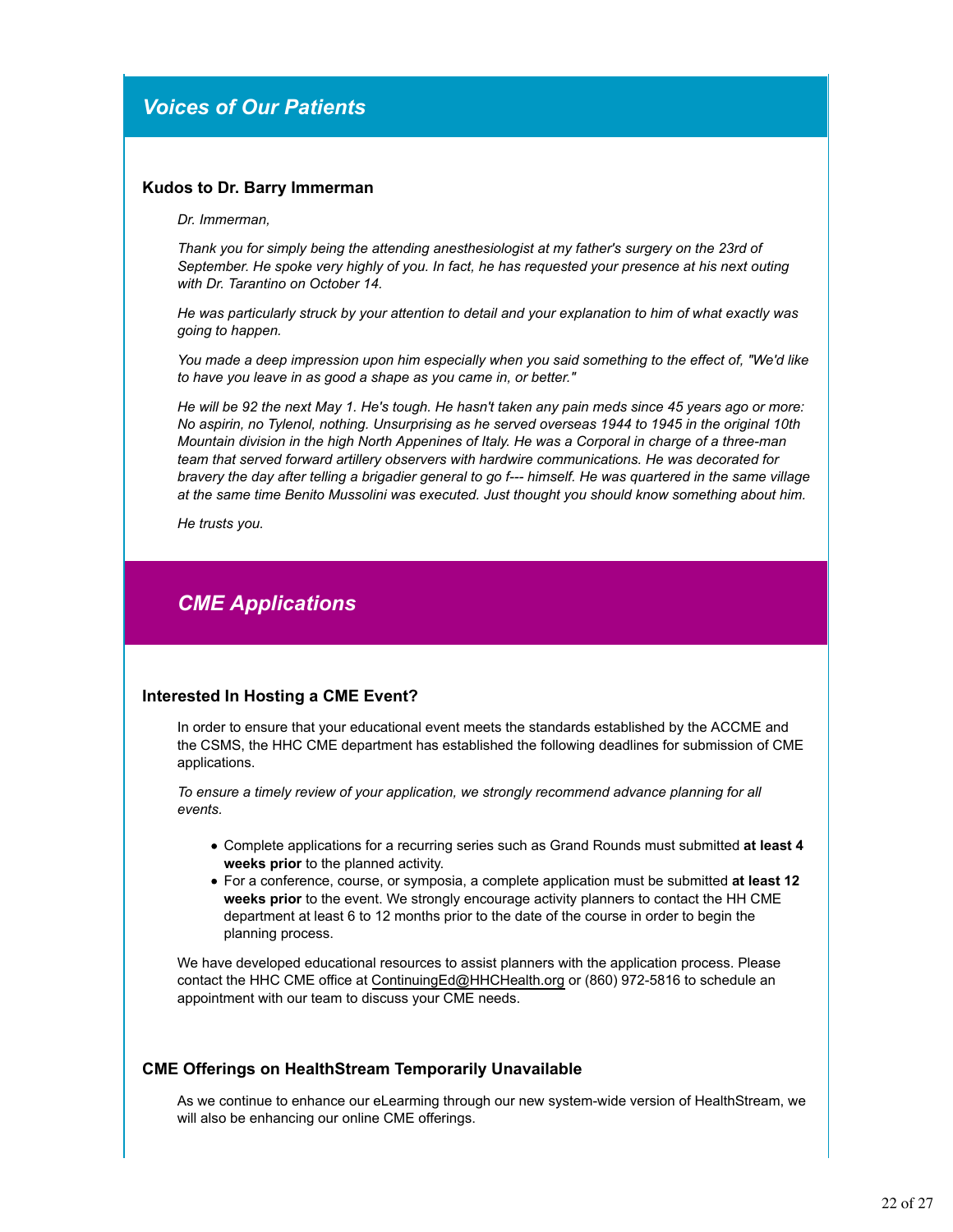## Voices of Our Patients

### Kudos to Dr. Barry Immerman

*Dr. Immerman,*

*Thank you for simply being the attending anesthesiologist at my father's surgery on the 23rd of September. He spoke very highly of you. In fact, he has requested your presence at his next outing with Dr. Tarantino on October 14.*

*He was particularly struck by your attention to detail and your explanation to him of what exactly was going to happen.*

*You made a deep impression upon him especially when you said something to the effect of, "We'd like to have you leave in as good a shape as you came in, or better."*

*He will be 92 the next May 1. He's tough. He hasn't taken any pain meds since 45 years ago or more: No aspirin, no Tylenol, nothing. Unsurprising as he served overseas 1944 to 1945 in the original 10th Mountain division in the high North Appenines of Italy. He was a Corporal in charge of a three-man team that served forward artillery observers with hardwire communications. He was decorated for bravery the day after telling a brigadier general to go f--- himself. He was quartered in the same village at the same time Benito Mussolini was executed. Just thought you should know something about him.*

*He trusts you.*

## CME Applications

### Interested In Hosting a CME Event?

In order to ensure that your educational event meets the standards established by the ACCME and the CSMS, the HHC CME department has established the following deadlines for submission of CME applications.

*To ensure a timely review of your application, we strongly recommend advance planning for all events.*

- Complete applications for a recurring series such as Grand Rounds must submitted **at least 4 weeks prior** to the planned activity.
- For a conference, course, or symposia, a complete application must be submitted **at least 12 weeks prior** to the event. We strongly encourage activity planners to contact the HH CME department at least 6 to 12 months prior to the date of the course in order to begin the planning process.

We have developed educational resources to assist planners with the application process. Please contact the HHC CME office at ContinuingEd@HHCHealth.org or (860) 972-5816 to schedule an appointment with our team to discuss your CME needs.

### CME Offerings on HealthStream Temporarily Unavailable

As we continue to enhance our eLearning through our new system-wide version of HealthStream, we will also be enhancing our online CME offerings.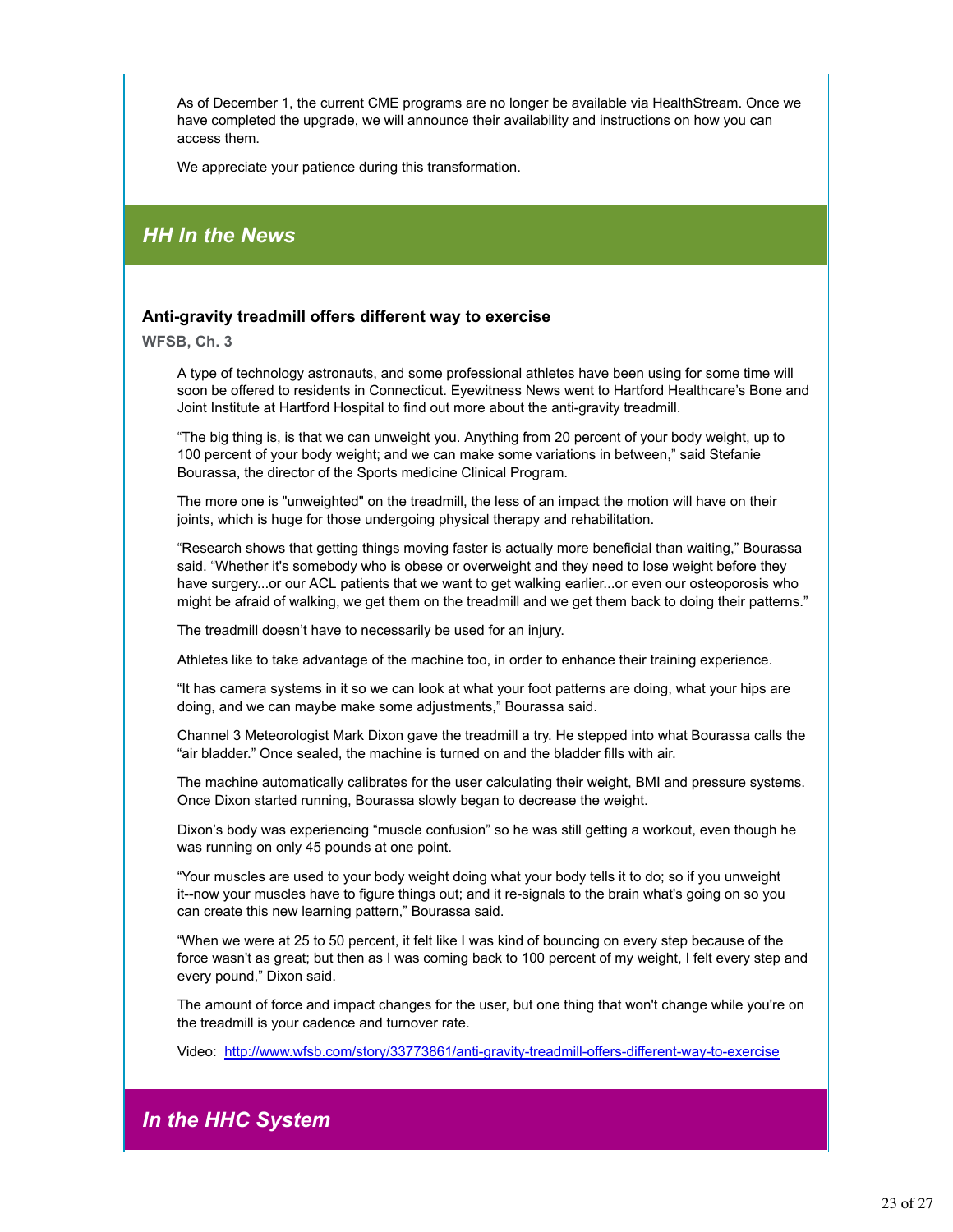As of December 1, the current CME programs are no longer be available via HealthStream. Once we have completed the upgrade, we will announce their availability and instructions on how you can access them.

We appreciate your patience during this transformation.

## *HH In the News*

### Anti-gravity treadmill offers different way to exercise

**WFSB, Ch. 3**

A type of technology astronauts, and some professional athletes have been using for some time will soon be offered to residents in Connecticut. Eyewitness News went to Hartford Healthcare's Bone and Joint Institute at Hartford Hospital to find out more about the anti-gravity treadmill.

"The big thing is, is that we can unweight you. Anything from 20 percent of your body weight, up to 100 percent of your body weight; and we can make some variations in between," said Stefanie Bourassa, the director of the Sports medicine Clinical Program.

The more one is "unweighted" on the treadmill, the less of an impact the motion will have on their joints, which is huge for those undergoing physical therapy and rehabilitation.

"Research shows that getting things moving faster is actually more beneficial than waiting," Bourassa said. "Whether it's somebody who is obese or overweight and they need to lose weight before they have surgery...or our ACL patients that we want to get walking earlier...or even our osteoporosis who might be afraid of walking, we get them on the treadmill and we get them back to doing their patterns."

The treadmill doesn't have to necessarily be used for an injury.

Athletes like to take advantage of the machine too, in order to enhance their training experience.

"It has camera systems in it so we can look at what your foot patterns are doing, what your hips are doing, and we can maybe make some adjustments," Bourassa said.

Channel 3 Meteorologist Mark Dixon gave the treadmill a try. He stepped into what Bourassa calls the "air bladder." Once sealed, the machine is turned on and the bladder fills with air.

The machine automatically calibrates for the user calculating their weight, BMI and pressure systems. Once Dixon started running, Bourassa slowly began to decrease the weight.

Dixon's body was experiencing "muscle confusion" so he was still getting a workout, even though he was running on only 45 pounds at one point.

"Your muscles are used to your body weight doing what your body tells it to do; so if you unweight it--now your muscles have to figure things out; and it re-signals to the brain what's going on so you can create this new learning pattern," Bourassa said.

"When we were at 25 to 50 percent, it felt like I was kind of bouncing on every step because of the force wasn't as great; but then as I was coming back to 100 percent of my weight, I felt every step and every pound," Dixon said.

The amount of force and impact changes for the user, but one thing that won't change while you're on the treadmill is your cadence and turnover rate.

Video: [http://www.wfsb.com/story/33773861/anti-gravity-treadmill-offers-different-way-to-exercise](http://www.wfsb.com/story/33773861/anti-gravity-treadmill-offers-different-way-to-exercise)

## *In the HHC System*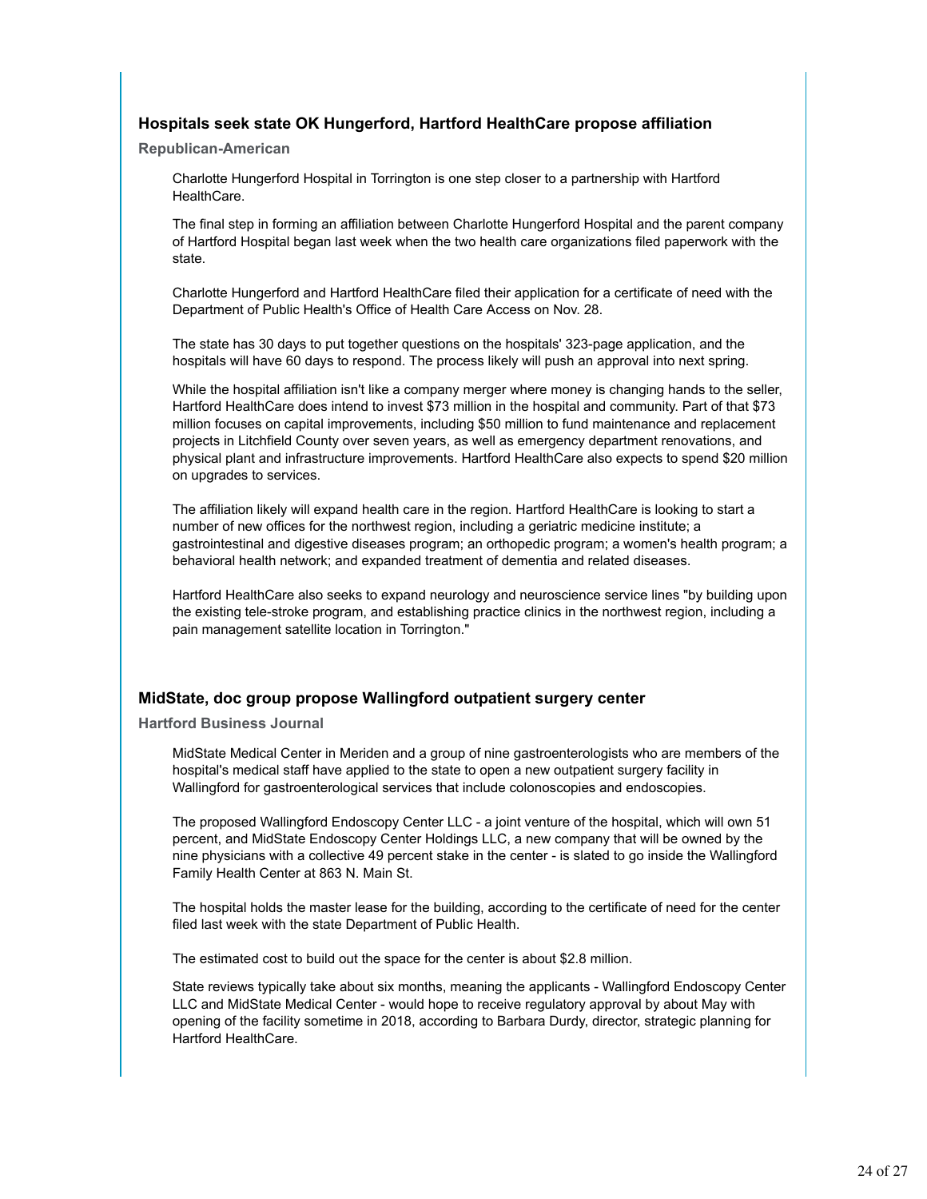### Hospitals seek state OK Hungerford, Hartford HealthCare propose affiliation

**Republican-American**

Charlotte Hungerford Hospital in Torrington is one step closer to a partnership with Hartford HealthCare.

The final step in forming an affiliation between Charlotte Hungerford Hospital and the parent company of Hartford Hospital began last week when the two health care organizations filed paperwork with the state.

Charlotte Hungerford and Hartford HealthCare filed their application for a certificate of need with the Department of Public Health's Office of Health Care Access on Nov. 28.

The state has 30 days to put together questions on the hospitals' 323-page application, and the hospitals will have 60 days to respond. The process likely will push an approval into next spring.

While the hospital affiliation isn't like a company merger where money is changing hands to the seller, Hartford HealthCare does intend to invest $73 million in the hospital and community. Part of that $73 million focuses on capital improvements, including $50 million to fund maintenance and replacement projects in Litchfield County over seven years, as well as emergency department renovations, and physical plant and infrastructure improvements. Hartford HealthCare also expects to spend $20 million on upgrades to services.

The affiliation likely will expand health care in the region. Hartford HealthCare is looking to start a number of new offices for the northwest region, including a geriatric medicine institute; a gastrointestinal and digestive diseases program; an orthopedic program; a women's health program; a behavioral health network; and expanded treatment of dementia and related diseases.

Hartford HealthCare also seeks to expand neurology and neuroscience service lines "by building upon the existing tele-stroke program, and establishing practice clinics in the northwest region, including a pain management satellite location in Torrington."

### MidState, doc group propose Wallingford outpatient surgery center

**Hartford Business Journal**

MidState Medical Center in Meriden and a group of nine gastroenterologists who are members of the hospital's medical staff have applied to the state to open a new outpatient surgery facility in Wallingford for gastroenterological services that include colonoscopies and endoscopies.

The proposed Wallingford Endoscopy Center LLC - a joint venture of the hospital, which will own 51 percent, and MidState Endoscopy Center Holdings LLC, a new company that will be owned by the nine physicians with a collective 49 percent stake in the center - is slated to go inside the Wallingford Family Health Center at 863 N. Main St.

The hospital holds the master lease for the building, according to the certificate of need for the center filed last week with the state Department of Public Health.

The estimated cost to build out the space for the center is about $2.8 million.

State reviews typically take about six months, meaning the applicants - Wallingford Endoscopy Center LLC and MidState Medical Center - would hope to receive regulatory approval by about May with opening of the facility sometime in 2018, according to Barbara Durdy, director, strategic planning for Hartford HealthCare.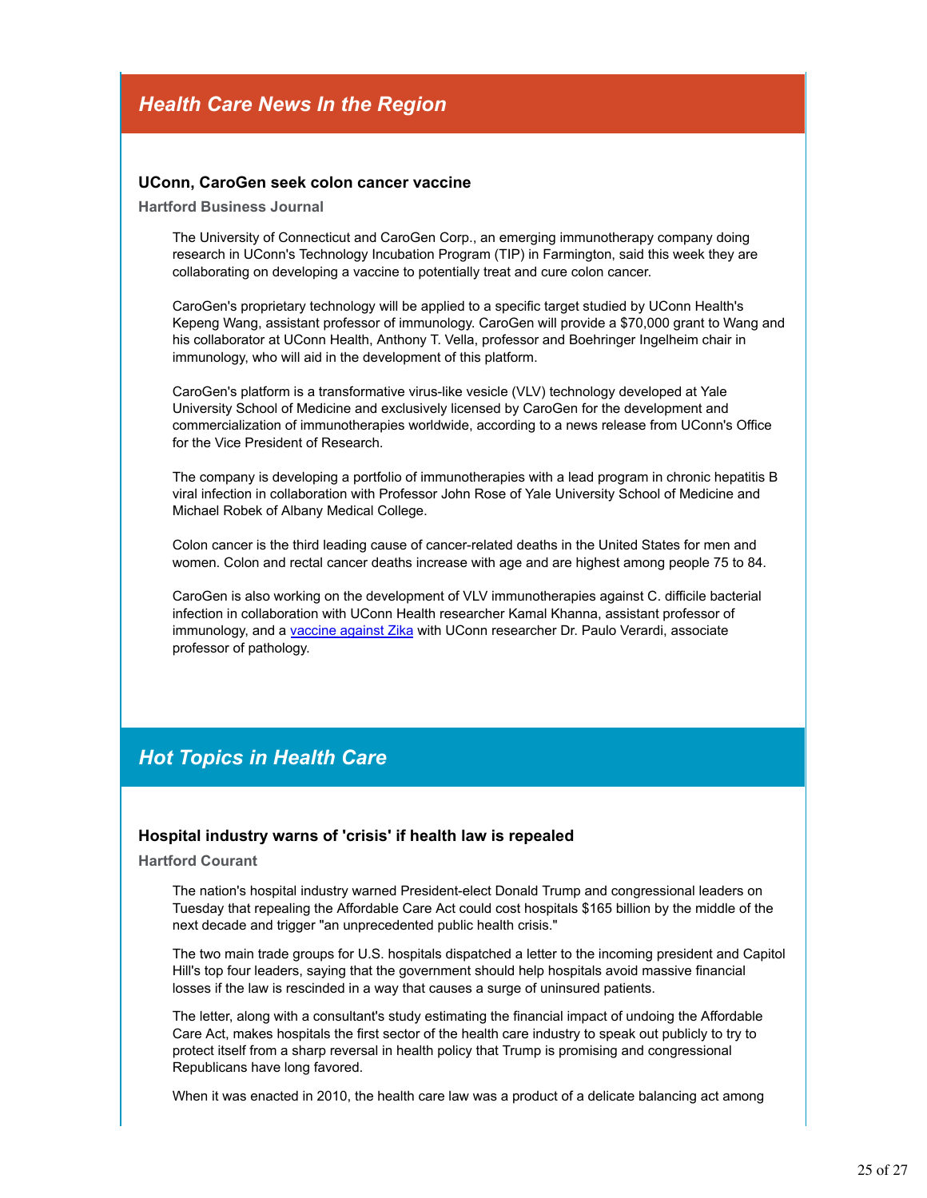## *Health Care News In the Region*

### UConn, CaroGen seek colon cancer vaccine

**Hartford Business Journal**

The University of Connecticut and CaroGen Corp., an emerging immunotherapy company doing research in UConn's Technology Incubation Program (TIP) in Farmington, said this week they are collaborating on developing a vaccine to potentially treat and cure colon cancer.

CaroGen's proprietary technology will be applied to a specific target studied by UConn Health's Kepeng Wang, assistant professor of immunology. CaroGen will provide a $70,000 grant to Wang and his collaborator at UConn Health, Anthony T. Vella, professor and Boehringer Ingelheim chair in immunology, who will aid in the development of this platform.

CaroGen's platform is a transformative virus-like vesicle (VLV) technology developed at Yale University School of Medicine and exclusively licensed by CaroGen for the development and commercialization of immunotherapies worldwide, according to a news release from UConn's Office for the Vice President of Research.

The company is developing a portfolio of immunotherapies with a lead program in chronic hepatitis B viral infection in collaboration with Professor John Rose of Yale University School of Medicine and Michael Robek of Albany Medical College.

Colon cancer is the third leading cause of cancer-related deaths in the United States for men and women. Colon and rectal cancer deaths increase with age and are highest among people 75 to 84.

CaroGen is also working on the development of VLV immunotherapies against C. difficile bacterial infection in collaboration with UConn Health researcher Kamal Khanna, assistant professor of immunology, and a vaccine against Zika with UConn researcher Dr. Paulo Verardi, associate professor of pathology.

## *Hot Topics in Health Care*

### Hospital industry warns of 'crisis' if health law is repealed

**Hartford Courant**

The nation's hospital industry warned President-elect Donald Trump and congressional leaders on Tuesday that repealing the Affordable Care Act could cost hospitals $165 billion by the middle of the next decade and trigger "an unprecedented public health crisis."

The two main trade groups for U.S. hospitals dispatched a letter to the incoming president and Capitol Hill's top four leaders, saying that the government should help hospitals avoid massive financial losses if the law is rescinded in a way that causes a surge of uninsured patients.

The letter, along with a consultant's study estimating the financial impact of undoing the Affordable Care Act, makes hospitals the first sector of the health care industry to speak out publicly to try to protect itself from a sharp reversal in health policy that Trump is promising and congressional Republicans have long favored.

When it was enacted in 2010, the health care law was a product of a delicate balancing act among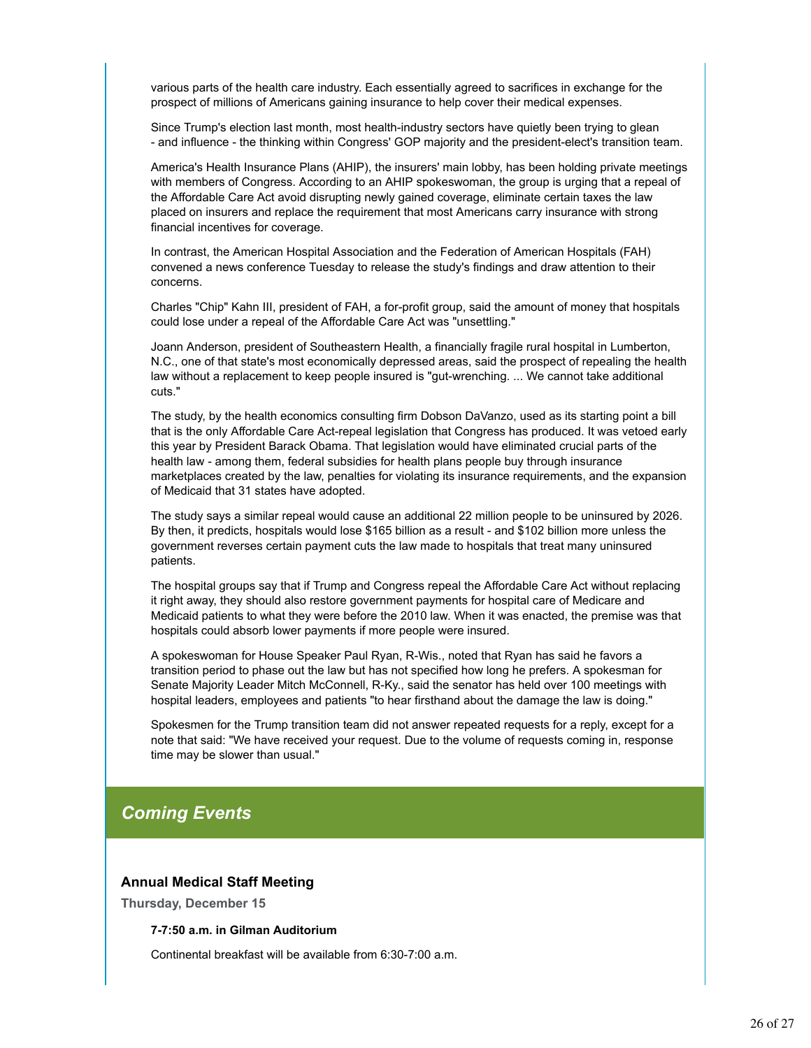various parts of the health care industry. Each essentially agreed to sacrifices in exchange for the prospect of millions of Americans gaining insurance to help cover their medical expenses.

Since Trump's election last month, most health-industry sectors have quietly been trying to glean - and influence - the thinking within Congress' GOP majority and the president-elect's transition team.

America's Health Insurance Plans (AHIP), the insurers' main lobby, has been holding private meetings with members of Congress. According to an AHIP spokeswoman, the group is urging that a repeal of the Affordable Care Act avoid disrupting newly gained coverage, eliminate certain taxes the law placed on insurers and replace the requirement that most Americans carry insurance with strong financial incentives for coverage.

In contrast, the American Hospital Association and the Federation of American Hospitals (FAH) convened a news conference Tuesday to release the study's findings and draw attention to their concerns.

Charles "Chip" Kahn III, president of FAH, a for-profit group, said the amount of money that hospitals could lose under a repeal of the Affordable Care Act was "unsettling."

Joann Anderson, president of Southeastern Health, a financially fragile rural hospital in Lumberton, N.C., one of that state's most economically depressed areas, said the prospect of repealing the health law without a replacement to keep people insured is "gut-wrenching. ... We cannot take additional cuts."

The study, by the health economics consulting firm Dobson DaVanzo, used as its starting point a bill that is the only Affordable Care Act-repeal legislation that Congress has produced. It was vetoed early this year by President Barack Obama. That legislation would have eliminated crucial parts of the health law - among them, federal subsidies for health plans people buy through insurance marketplaces created by the law, penalties for violating its insurance requirements, and the expansion of Medicaid that 31 states have adopted.

The study says a similar repeal would cause an additional 22 million people to be uninsured by 2026. By then, it predicts, hospitals would lose $165 billion as a result - and $102 billion more unless the government reverses certain payment cuts the law made to hospitals that treat many uninsured patients.

The hospital groups say that if Trump and Congress repeal the Affordable Care Act without replacing it right away, they should also restore government payments for hospital care of Medicare and Medicaid patients to what they were before the 2010 law. When it was enacted, the premise was that hospitals could absorb lower payments if more people were insured.

A spokeswoman for House Speaker Paul Ryan, R-Wis., noted that Ryan has said he favors a transition period to phase out the law but has not specified how long he prefers. A spokesman for Senate Majority Leader Mitch McConnell, R-Ky., said the senator has held over 100 meetings with hospital leaders, employees and patients "to hear firsthand about the damage the law is doing."

Spokesmen for the Trump transition team did not answer repeated requests for a reply, except for a note that said: "We have received your request. Due to the volume of requests coming in, response time may be slower than usual."

## *Coming Events*

### Annual Medical Staff Meeting

**Thursday, December 15**

**7-7:50 a.m. in Gilman Auditorium**

Continental breakfast will be available from 6:30-7:00 a.m.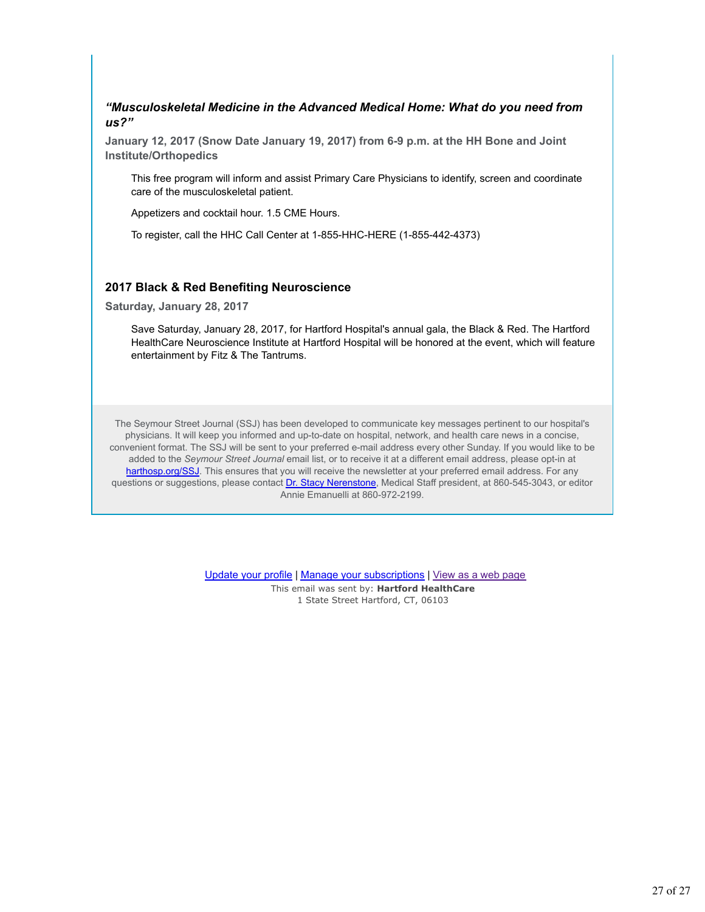### *“Musculoskeletal Medicine in the Advanced Medical Home: What do you need from us?”*

**January 12, 2017 (Snow Date January 19, 2017) from 6-9 p.m. at the HH Bone and Joint Institute/Orthopedics**

This free program will inform and assist Primary Care Physicians to identify, screen and coordinate care of the musculoskeletal patient.

Appetizers and cocktail hour. 1.5 CME Hours.

To register, call the HHC Call Center at 1-855-HHC-HERE (1-855-442-4373)

### 2017 Black & Red Benefiting Neuroscience

**Saturday, January 28, 2017**

Save Saturday, January 28, 2017, for Hartford Hospital's annual gala, the Black & Red. The Hartford HealthCare Neuroscience Institute at Hartford Hospital will be honored at the event, which will feature entertainment by Fitz & The Tantrums.

The Seymour Street Journal (SSJ) has been developed to communicate key messages pertinent to our hospital's physicians. It will keep you informed and up-to-date on hospital, network, and health care news in a concise, convenient format. The SSJ will be sent to your preferred e-mail address every other Sunday. If you would like to be added to the *Seymour Street Journal* email list, or to receive it at a different email address, please opt-in at harthosp.org/SSJ. This ensures that you will receive the newsletter at your preferred email address. For any questions or suggestions, please contact Dr. Stacy Nerenstone, Medical Staff president, at 860-545-3043, or editor Annie Emanuelli at 860-972-2199.

Update your profile | Manage your subscriptions | View as a web page

This email was sent by: **Hartford HealthCare**
1 State Street Hartford, CT, 06103